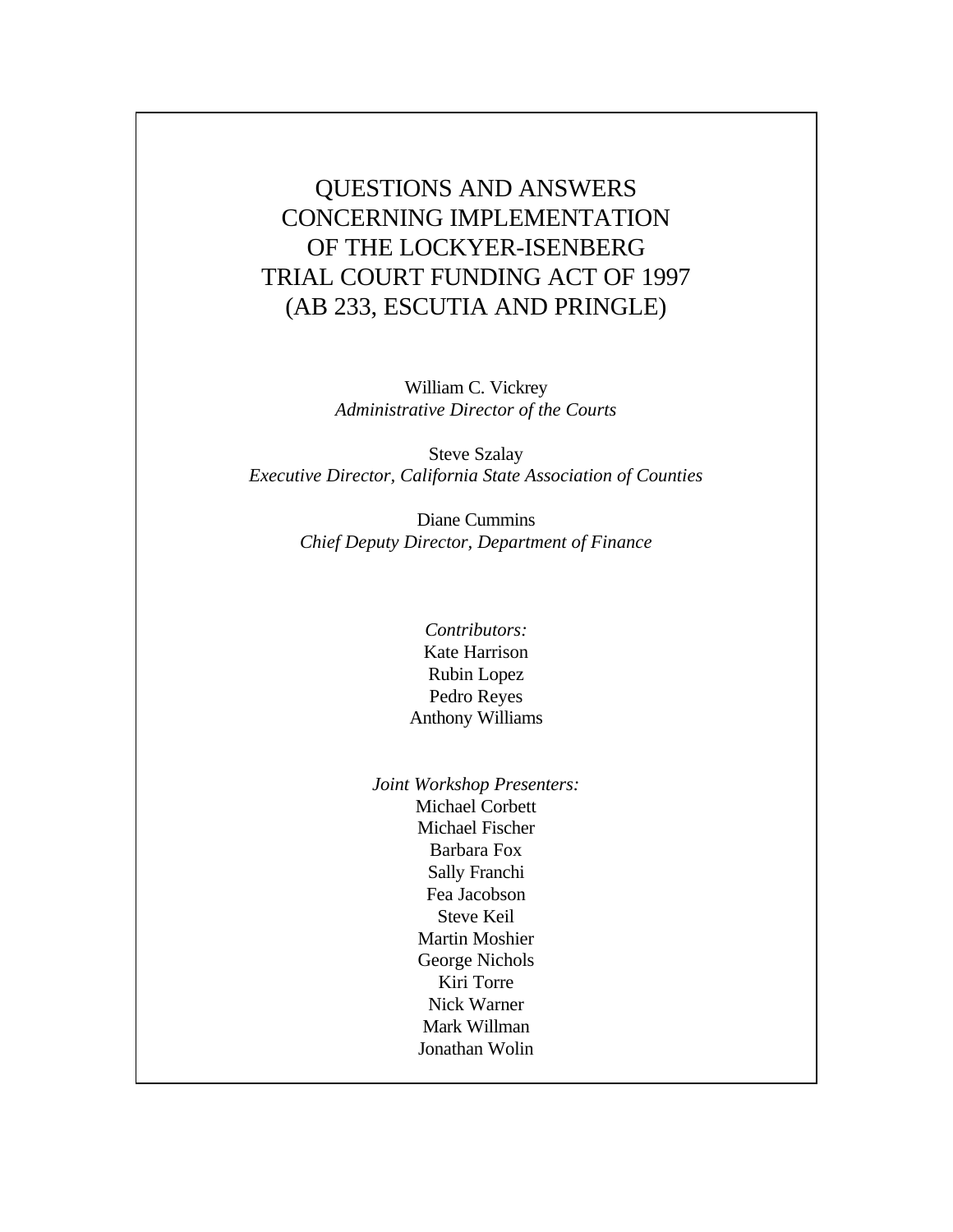# QUESTIONS AND ANSWERS CONCERNING IMPLEMENTATION OF THE LOCKYER-ISENBERG TRIAL COURT FUNDING ACT OF 1997 (AB 233, ESCUTIA AND PRINGLE)

William C. Vickrey
*Administrative Director of the Courts*

Steve Szalay
*Executive Director, California State Association of Counties*

Diane Cummins
*Chief Deputy Director, Department of Finance*

*Contributors:*
Kate Harrison
Rubin Lopez
Pedro Reyes
Anthony Williams

*Joint Workshop Presenters:*
Michael Corbett
Michael Fischer
Barbara Fox
Sally Franchi
Fea Jacobson
Steve Keil
Martin Moshier
George Nichols
Kiri Torre
Nick Warner
Mark Willman
Jonathan Wolin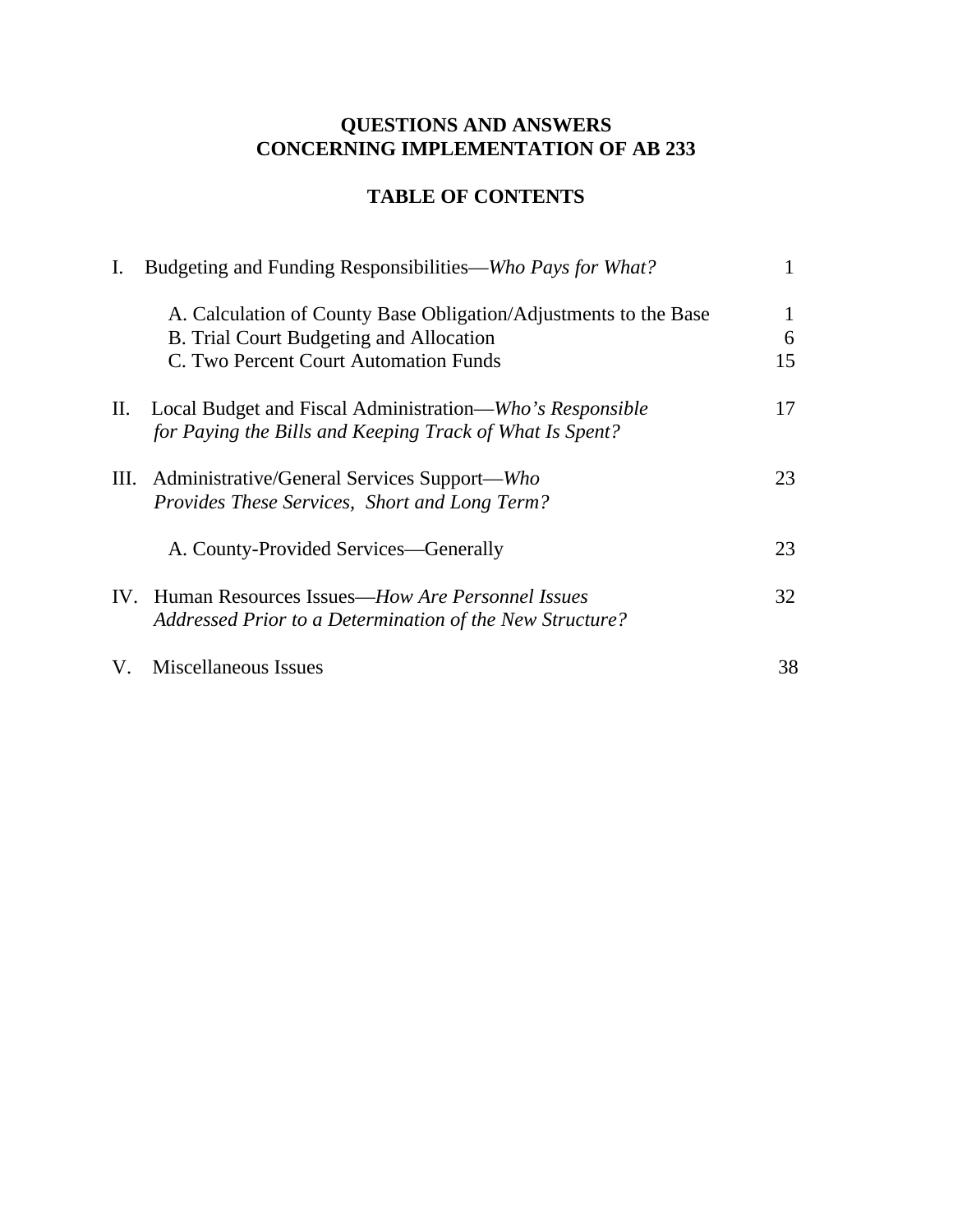# QUESTIONS AND ANSWERS
# CONCERNING IMPLEMENTATION OF AB 233

## TABLE OF CONTENTS

| | | |
|---|---|---|
| I. | Budgeting and Funding Responsibilities—*Who Pays for What?* | 1 |
| | A. Calculation of County Base Obligation/Adjustments to the Base | 1 |
| | B. Trial Court Budgeting and Allocation | 6 |
| | C. Two Percent Court Automation Funds | 15 |
| II. | Local Budget and Fiscal Administration—*Who's Responsible for Paying the Bills and Keeping Track of What Is Spent?* | 17 |
| III. | Administrative/General Services Support—*Who Provides These Services, Short and Long Term?* | 23 |
| | A. County-Provided Services—Generally | 23 |
| IV. | Human Resources Issues—*How Are Personnel Issues Addressed Prior to a Determination of the New Structure?* | 32 |
| V. | Miscellaneous Issues | 38 |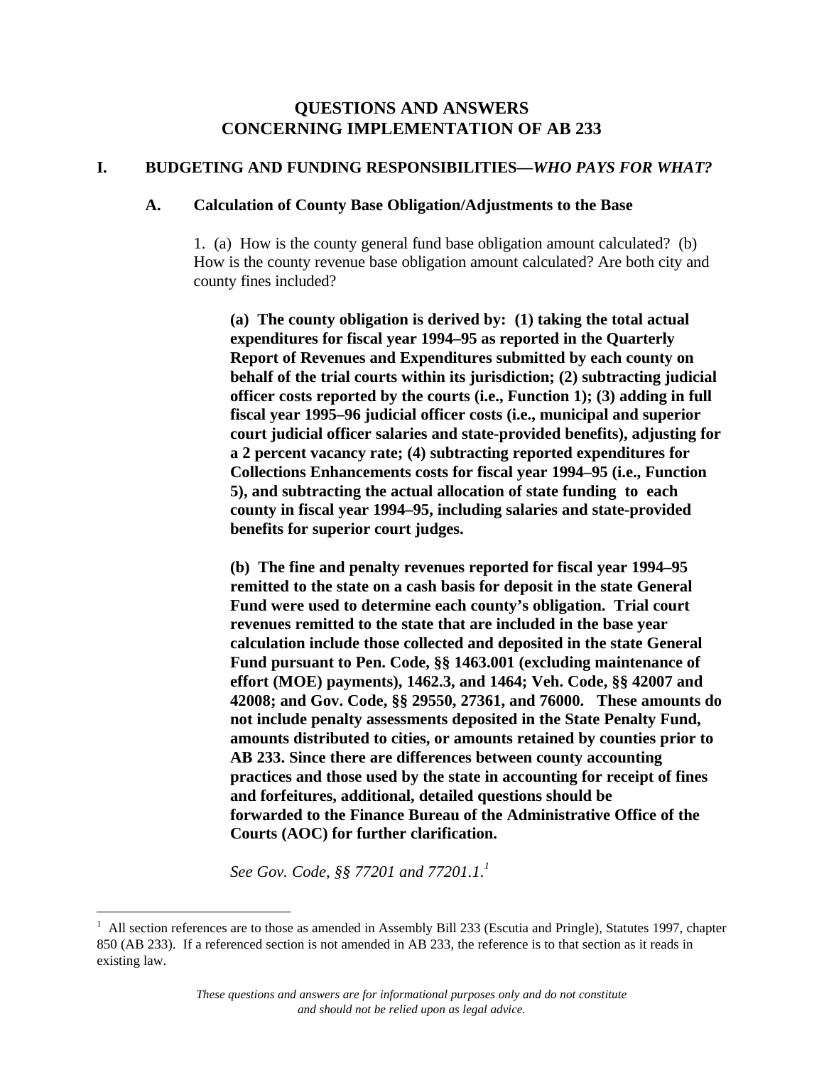# QUESTIONS AND ANSWERS CONCERNING IMPLEMENTATION OF AB 233

## I. BUDGETING AND FUNDING RESPONSIBILITIES—*WHO PAYS FOR WHAT?*

### A. Calculation of County Base Obligation/Adjustments to the Base

1. (a) How is the county general fund base obligation amount calculated? (b) How is the county revenue base obligation amount calculated? Are both city and county fines included?

**(a) The county obligation is derived by: (1) taking the total actual expenditures for fiscal year 1994–95 as reported in the Quarterly Report of Revenues and Expenditures submitted by each county on behalf of the trial courts within its jurisdiction; (2) subtracting judicial officer costs reported by the courts (i.e., Function 1); (3) adding in full fiscal year 1995–96 judicial officer costs (i.e., municipal and superior court judicial officer salaries and state-provided benefits), adjusting for a 2 percent vacancy rate; (4) subtracting reported expenditures for Collections Enhancements costs for fiscal year 1994–95 (i.e., Function 5), and subtracting the actual allocation of state funding to each county in fiscal year 1994–95, including salaries and state-provided benefits for superior court judges.**

**(b) The fine and penalty revenues reported for fiscal year 1994–95 remitted to the state on a cash basis for deposit in the state General Fund were used to determine each county's obligation. Trial court revenues remitted to the state that are included in the base year calculation include those collected and deposited in the state General Fund pursuant to Pen. Code, §§ 1463.001 (excluding maintenance of effort (MOE) payments), 1462.3, and 1464; Veh. Code, §§ 42007 and 42008; and Gov. Code, §§ 29550, 27361, and 76000. These amounts do not include penalty assessments deposited in the State Penalty Fund, amounts distributed to cities, or amounts retained by counties prior to AB 233. Since there are differences between county accounting practices and those used by the state in accounting for receipt of fines and forfeitures, additional, detailed questions should be forwarded to the Finance Bureau of the Administrative Office of the Courts (AOC) for further clarification.**

*See Gov. Code, §§ 77201 and 77201.1.*[1]

---

[1] All section references are to those as amended in Assembly Bill 233 (Escutia and Pringle), Statutes 1997, chapter 850 (AB 233). If a referenced section is not amended in AB 233, the reference is to that section as it reads in existing law.

*These questions and answers are for informational purposes only and do not constitute and should not be relied upon as legal advice.*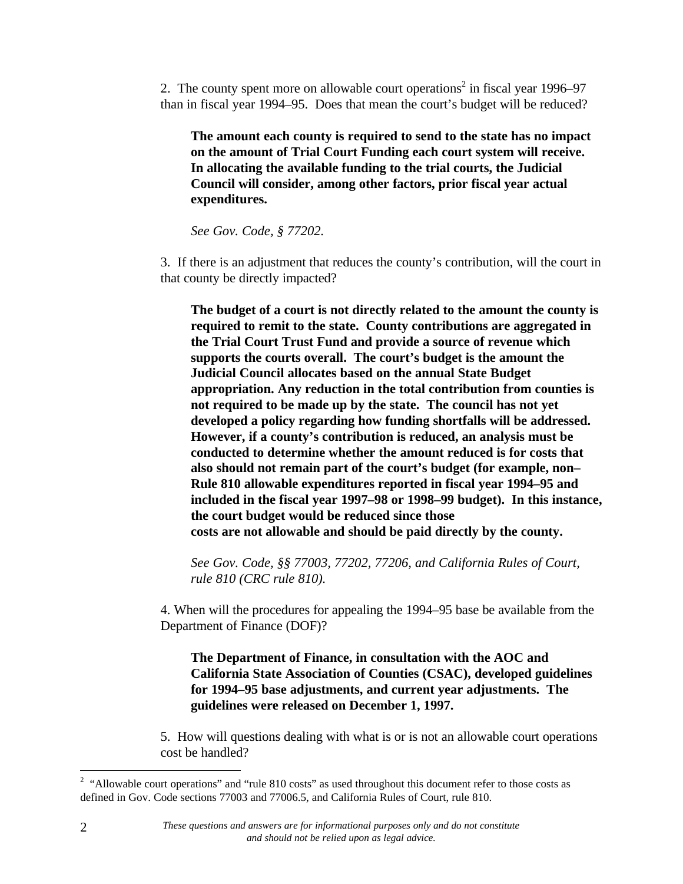2. The county spent more on allowable court operations[2] in fiscal year 1996–97 than in fiscal year 1994–95. Does that mean the court's budget will be reduced?

> **The amount each county is required to send to the state has no impact on the amount of Trial Court Funding each court system will receive. In allocating the available funding to the trial courts, the Judicial Council will consider, among other factors, prior fiscal year actual expenditures.**
>
> *See Gov. Code, § 77202.*

3. If there is an adjustment that reduces the county's contribution, will the court in that county be directly impacted?

> **The budget of a court is not directly related to the amount the county is required to remit to the state. County contributions are aggregated in the Trial Court Trust Fund and provide a source of revenue which supports the courts overall. The court's budget is the amount the Judicial Council allocates based on the annual State Budget appropriation. Any reduction in the total contribution from counties is not required to be made up by the state. The council has not yet developed a policy regarding how funding shortfalls will be addressed. However, if a county's contribution is reduced, an analysis must be conducted to determine whether the amount reduced is for costs that also should not remain part of the court's budget (for example, non–Rule 810 allowable expenditures reported in fiscal year 1994–95 and included in the fiscal year 1997–98 or 1998–99 budget). In this instance, the court budget would be reduced since those costs are not allowable and should be paid directly by the county.**
>
> *See Gov. Code, §§ 77003, 77202, 77206, and California Rules of Court, rule 810 (CRC rule 810).*

4. When will the procedures for appealing the 1994–95 base be available from the Department of Finance (DOF)?

> **The Department of Finance, in consultation with the AOC and California State Association of Counties (CSAC), developed guidelines for 1994–95 base adjustments, and current year adjustments. The guidelines were released on December 1, 1997.**

5. How will questions dealing with what is or is not an allowable court operations cost be handled?

---

[2] "Allowable court operations" and "rule 810 costs" as used throughout this document refer to those costs as defined in Gov. Code sections 77003 and 77006.5, and California Rules of Court, rule 810.

*These questions and answers are for informational purposes only and do not constitute and should not be relied upon as legal advice.*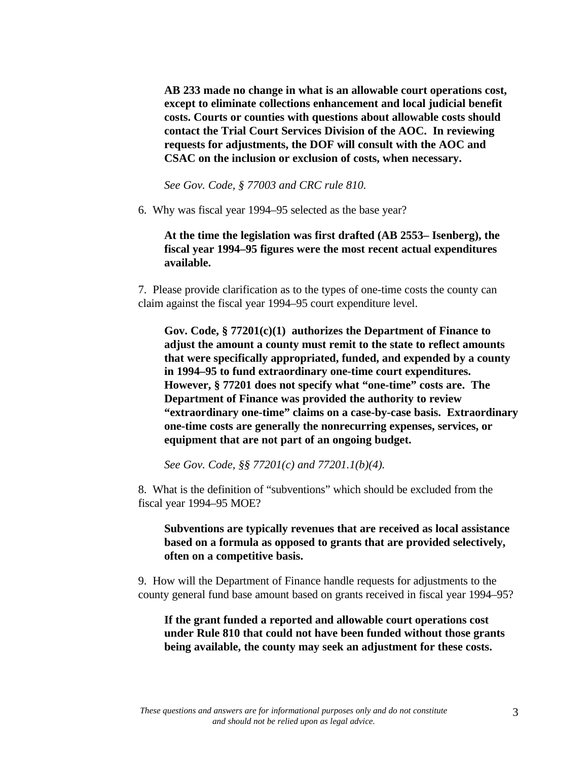**AB 233 made no change in what is an allowable court operations cost, except to eliminate collections enhancement and local judicial benefit costs. Courts or counties with questions about allowable costs should contact the Trial Court Services Division of the AOC. In reviewing requests for adjustments, the DOF will consult with the AOC and CSAC on the inclusion or exclusion of costs, when necessary.**

*See Gov. Code, § 77003 and CRC rule 810.*

6. Why was fiscal year 1994–95 selected as the base year?

**At the time the legislation was first drafted (AB 2553– Isenberg), the fiscal year 1994–95 figures were the most recent actual expenditures available.**

7. Please provide clarification as to the types of one-time costs the county can claim against the fiscal year 1994–95 court expenditure level.

**Gov. Code, § 77201(c)(1) authorizes the Department of Finance to adjust the amount a county must remit to the state to reflect amounts that were specifically appropriated, funded, and expended by a county in 1994–95 to fund extraordinary one-time court expenditures. However, § 77201 does not specify what "one-time" costs are. The Department of Finance was provided the authority to review "extraordinary one-time" claims on a case-by-case basis. Extraordinary one-time costs are generally the nonrecurring expenses, services, or equipment that are not part of an ongoing budget.**

*See Gov. Code, §§ 77201(c) and 77201.1(b)(4).*

8. What is the definition of "subventions" which should be excluded from the fiscal year 1994–95 MOE?

**Subventions are typically revenues that are received as local assistance based on a formula as opposed to grants that are provided selectively, often on a competitive basis.**

9. How will the Department of Finance handle requests for adjustments to the county general fund base amount based on grants received in fiscal year 1994–95?

**If the grant funded a reported and allowable court operations cost under Rule 810 that could not have been funded without those grants being available, the county may seek an adjustment for these costs.**

*These questions and answers are for informational purposes only and do not constitute and should not be relied upon as legal advice.*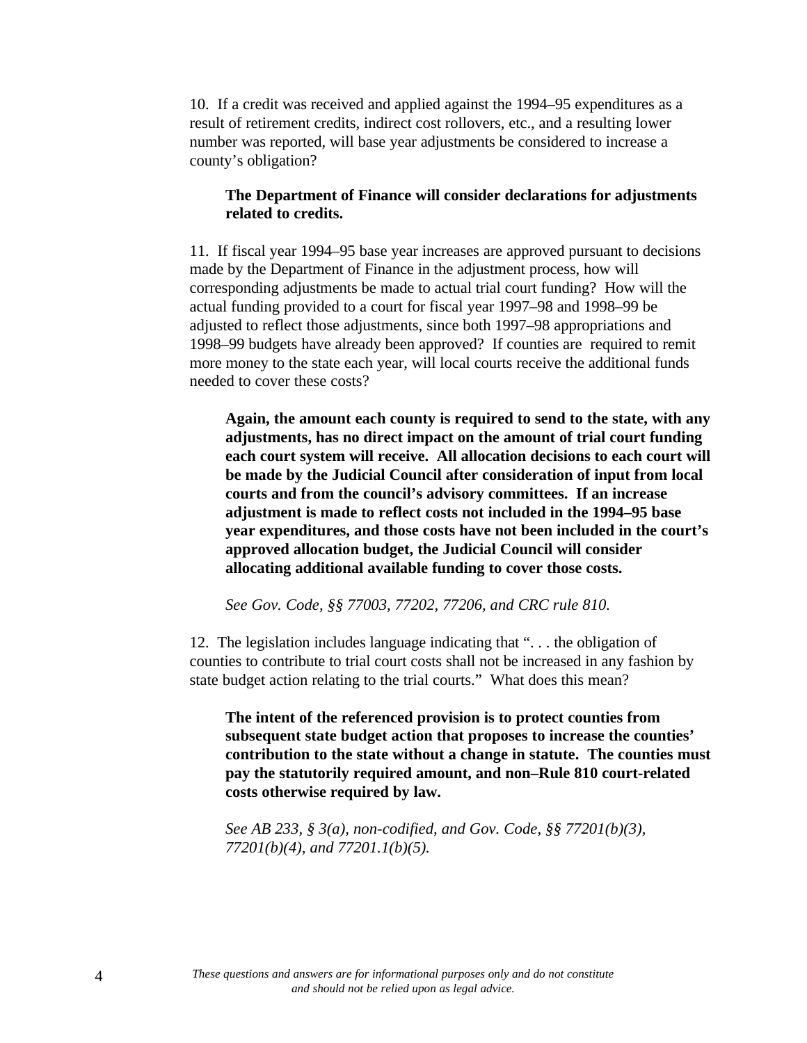10. If a credit was received and applied against the 1994–95 expenditures as a result of retirement credits, indirect cost rollovers, etc., and a resulting lower number was reported, will base year adjustments be considered to increase a county's obligation?

> **The Department of Finance will consider declarations for adjustments related to credits.**

11. If fiscal year 1994–95 base year increases are approved pursuant to decisions made by the Department of Finance in the adjustment process, how will corresponding adjustments be made to actual trial court funding? How will the actual funding provided to a court for fiscal year 1997–98 and 1998–99 be adjusted to reflect those adjustments, since both 1997–98 appropriations and 1998–99 budgets have already been approved? If counties are required to remit more money to the state each year, will local courts receive the additional funds needed to cover these costs?

> **Again, the amount each county is required to send to the state, with any adjustments, has no direct impact on the amount of trial court funding each court system will receive. All allocation decisions to each court will be made by the Judicial Council after consideration of input from local courts and from the council's advisory committees. If an increase adjustment is made to reflect costs not included in the 1994–95 base year expenditures, and those costs have not been included in the court's approved allocation budget, the Judicial Council will consider allocating additional available funding to cover those costs.**
>
> *See Gov. Code, §§ 77003, 77202, 77206, and CRC rule 810.*

12. The legislation includes language indicating that ". . . the obligation of counties to contribute to trial court costs shall not be increased in any fashion by state budget action relating to the trial courts." What does this mean?

> **The intent of the referenced provision is to protect counties from subsequent state budget action that proposes to increase the counties' contribution to the state without a change in statute. The counties must pay the statutorily required amount, and non–Rule 810 court-related costs otherwise required by law.**
>
> *See AB 233, § 3(a), non-codified, and Gov. Code, §§ 77201(b)(3), 77201(b)(4), and 77201.1(b)(5).*

*These questions and answers are for informational purposes only and do not constitute and should not be relied upon as legal advice.*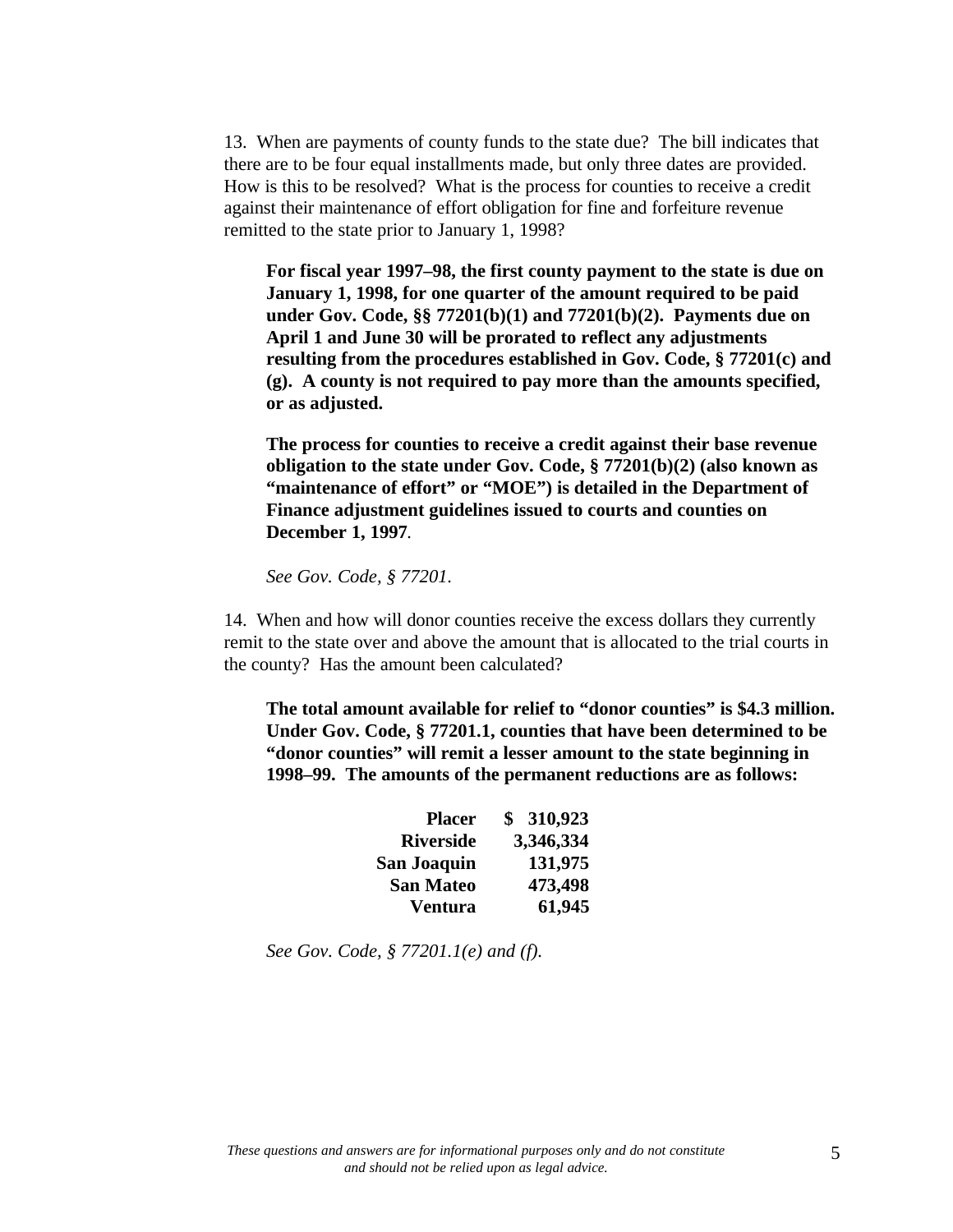13. When are payments of county funds to the state due? The bill indicates that there are to be four equal installments made, but only three dates are provided. How is this to be resolved? What is the process for counties to receive a credit against their maintenance of effort obligation for fine and forfeiture revenue remitted to the state prior to January 1, 1998?

> **For fiscal year 1997–98, the first county payment to the state is due on January 1, 1998, for one quarter of the amount required to be paid under Gov. Code, §§ 77201(b)(1) and 77201(b)(2). Payments due on April 1 and June 30 will be prorated to reflect any adjustments resulting from the procedures established in Gov. Code, § 77201(c) and (g). A county is not required to pay more than the amounts specified, or as adjusted.**
>
> **The process for counties to receive a credit against their base revenue obligation to the state under Gov. Code, § 77201(b)(2) (also known as "maintenance of effort" or "MOE") is detailed in the Department of Finance adjustment guidelines issued to courts and counties on December 1, 1997**.
>
> *See Gov. Code, § 77201.*

14. When and how will donor counties receive the excess dollars they currently remit to the state over and above the amount that is allocated to the trial courts in the county? Has the amount been calculated?

> **The total amount available for relief to "donor counties" is $4.3 million. Under Gov. Code, § 77201.1, counties that have been determined to be "donor counties" will remit a lesser amount to the state beginning in 1998–99. The amounts of the permanent reductions are as follows:**

| | |
|---:|---:|
| **Placer** | **$ 310,923** |
| **Riverside** | **3,346,334** |
| **San Joaquin** | **131,975** |
| **San Mateo** | **473,498** |
| **Ventura** | **61,945** |

> *See Gov. Code, § 77201.1(e) and (f).*

*These questions and answers are for informational purposes only and do not constitute and should not be relied upon as legal advice.*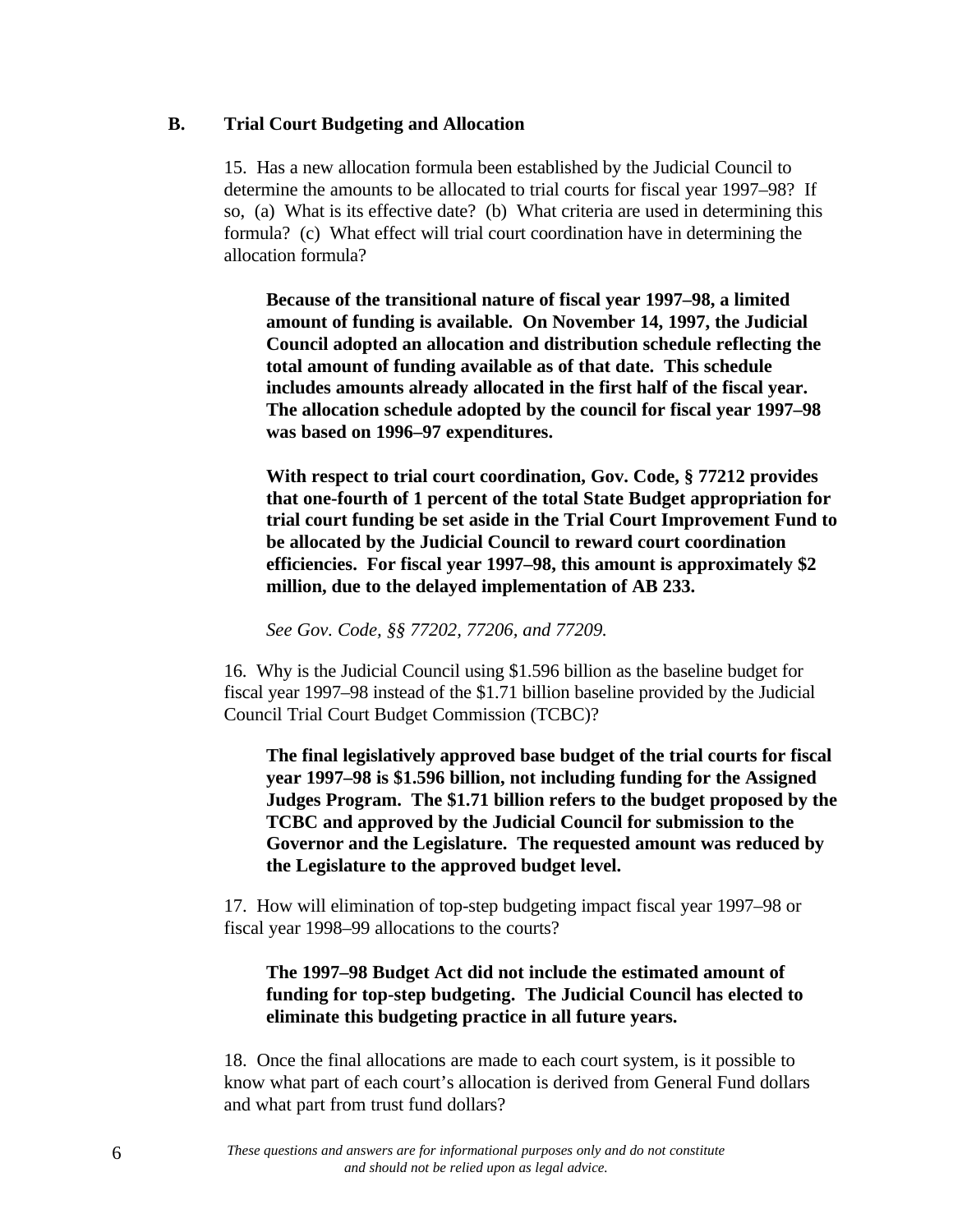## B. Trial Court Budgeting and Allocation

15. Has a new allocation formula been established by the Judicial Council to determine the amounts to be allocated to trial courts for fiscal year 1997–98? If so, (a) What is its effective date? (b) What criteria are used in determining this formula? (c) What effect will trial court coordination have in determining the allocation formula?

> **Because of the transitional nature of fiscal year 1997–98, a limited amount of funding is available. On November 14, 1997, the Judicial Council adopted an allocation and distribution schedule reflecting the total amount of funding available as of that date. This schedule includes amounts already allocated in the first half of the fiscal year. The allocation schedule adopted by the council for fiscal year 1997–98 was based on 1996–97 expenditures.**
>
> **With respect to trial court coordination, Gov. Code, § 77212 provides that one-fourth of 1 percent of the total State Budget appropriation for trial court funding be set aside in the Trial Court Improvement Fund to be allocated by the Judicial Council to reward court coordination efficiencies. For fiscal year 1997–98, this amount is approximately $2 million, due to the delayed implementation of AB 233.**
>
> *See Gov. Code, §§ 77202, 77206, and 77209.*

16. Why is the Judicial Council using $1.596 billion as the baseline budget for fiscal year 1997–98 instead of the $1.71 billion baseline provided by the Judicial Council Trial Court Budget Commission (TCBC)?

> **The final legislatively approved base budget of the trial courts for fiscal year 1997–98 is $1.596 billion, not including funding for the Assigned Judges Program. The $1.71 billion refers to the budget proposed by the TCBC and approved by the Judicial Council for submission to the Governor and the Legislature. The requested amount was reduced by the Legislature to the approved budget level.**

17. How will elimination of top-step budgeting impact fiscal year 1997–98 or fiscal year 1998–99 allocations to the courts?

> **The 1997–98 Budget Act did not include the estimated amount of funding for top-step budgeting. The Judicial Council has elected to eliminate this budgeting practice in all future years.**

18. Once the final allocations are made to each court system, is it possible to know what part of each court's allocation is derived from General Fund dollars and what part from trust fund dollars?

*These questions and answers are for informational purposes only and do not constitute and should not be relied upon as legal advice.*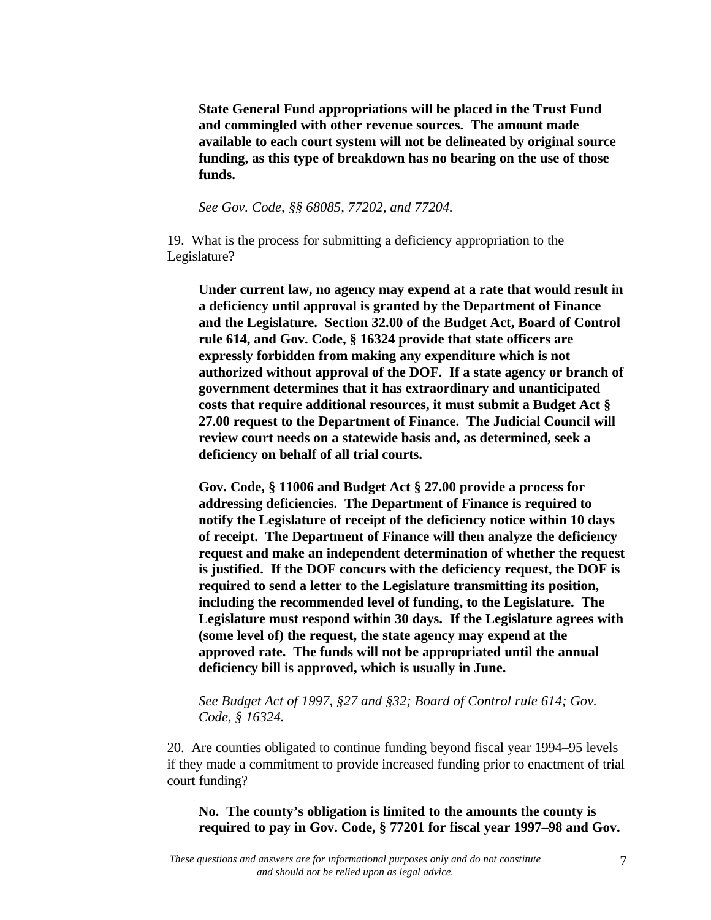**State General Fund appropriations will be placed in the Trust Fund and commingled with other revenue sources. The amount made available to each court system will not be delineated by original source funding, as this type of breakdown has no bearing on the use of those funds.**

*See Gov. Code, §§ 68085, 77202, and 77204.*

19. What is the process for submitting a deficiency appropriation to the Legislature?

**Under current law, no agency may expend at a rate that would result in a deficiency until approval is granted by the Department of Finance and the Legislature. Section 32.00 of the Budget Act, Board of Control rule 614, and Gov. Code, § 16324 provide that state officers are expressly forbidden from making any expenditure which is not authorized without approval of the DOF. If a state agency or branch of government determines that it has extraordinary and unanticipated costs that require additional resources, it must submit a Budget Act § 27.00 request to the Department of Finance. The Judicial Council will review court needs on a statewide basis and, as determined, seek a deficiency on behalf of all trial courts.**

**Gov. Code, § 11006 and Budget Act § 27.00 provide a process for addressing deficiencies. The Department of Finance is required to notify the Legislature of receipt of the deficiency notice within 10 days of receipt. The Department of Finance will then analyze the deficiency request and make an independent determination of whether the request is justified. If the DOF concurs with the deficiency request, the DOF is required to send a letter to the Legislature transmitting its position, including the recommended level of funding, to the Legislature. The Legislature must respond within 30 days. If the Legislature agrees with (some level of) the request, the state agency may expend at the approved rate. The funds will not be appropriated until the annual deficiency bill is approved, which is usually in June.**

*See Budget Act of 1997, §27 and §32; Board of Control rule 614; Gov. Code, § 16324.*

20. Are counties obligated to continue funding beyond fiscal year 1994–95 levels if they made a commitment to provide increased funding prior to enactment of trial court funding?

**No. The county's obligation is limited to the amounts the county is required to pay in Gov. Code, § 77201 for fiscal year 1997–98 and Gov.**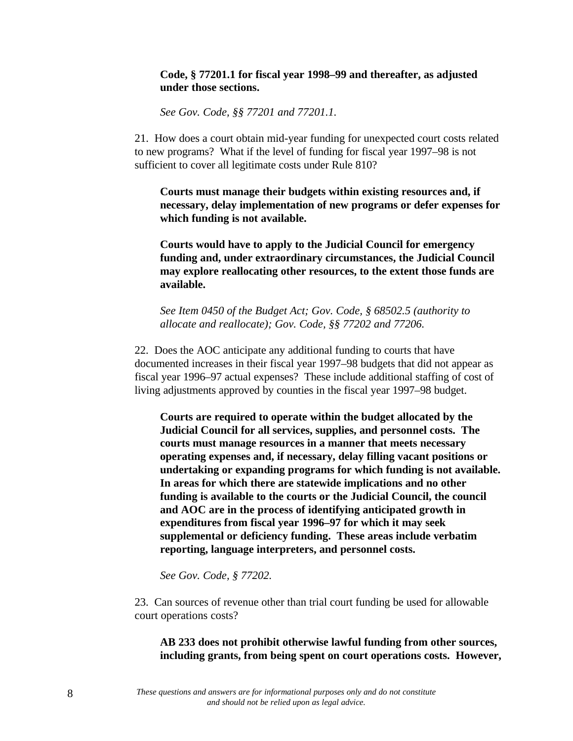**Code, § 77201.1 for fiscal year 1998–99 and thereafter, as adjusted under those sections.**

*See Gov. Code, §§ 77201 and 77201.1.*

21. How does a court obtain mid-year funding for unexpected court costs related to new programs? What if the level of funding for fiscal year 1997–98 is not sufficient to cover all legitimate costs under Rule 810?

**Courts must manage their budgets within existing resources and, if necessary, delay implementation of new programs or defer expenses for which funding is not available.**

**Courts would have to apply to the Judicial Council for emergency funding and, under extraordinary circumstances, the Judicial Council may explore reallocating other resources, to the extent those funds are available.**

*See Item 0450 of the Budget Act; Gov. Code, § 68502.5 (authority to allocate and reallocate); Gov. Code, §§ 77202 and 77206.*

22. Does the AOC anticipate any additional funding to courts that have documented increases in their fiscal year 1997–98 budgets that did not appear as fiscal year 1996–97 actual expenses? These include additional staffing of cost of living adjustments approved by counties in the fiscal year 1997–98 budget.

**Courts are required to operate within the budget allocated by the Judicial Council for all services, supplies, and personnel costs. The courts must manage resources in a manner that meets necessary operating expenses and, if necessary, delay filling vacant positions or undertaking or expanding programs for which funding is not available. In areas for which there are statewide implications and no other funding is available to the courts or the Judicial Council, the council and AOC are in the process of identifying anticipated growth in expenditures from fiscal year 1996–97 for which it may seek supplemental or deficiency funding. These areas include verbatim reporting, language interpreters, and personnel costs.**

*See Gov. Code, § 77202.*

23. Can sources of revenue other than trial court funding be used for allowable court operations costs?

**AB 233 does not prohibit otherwise lawful funding from other sources, including grants, from being spent on court operations costs. However,**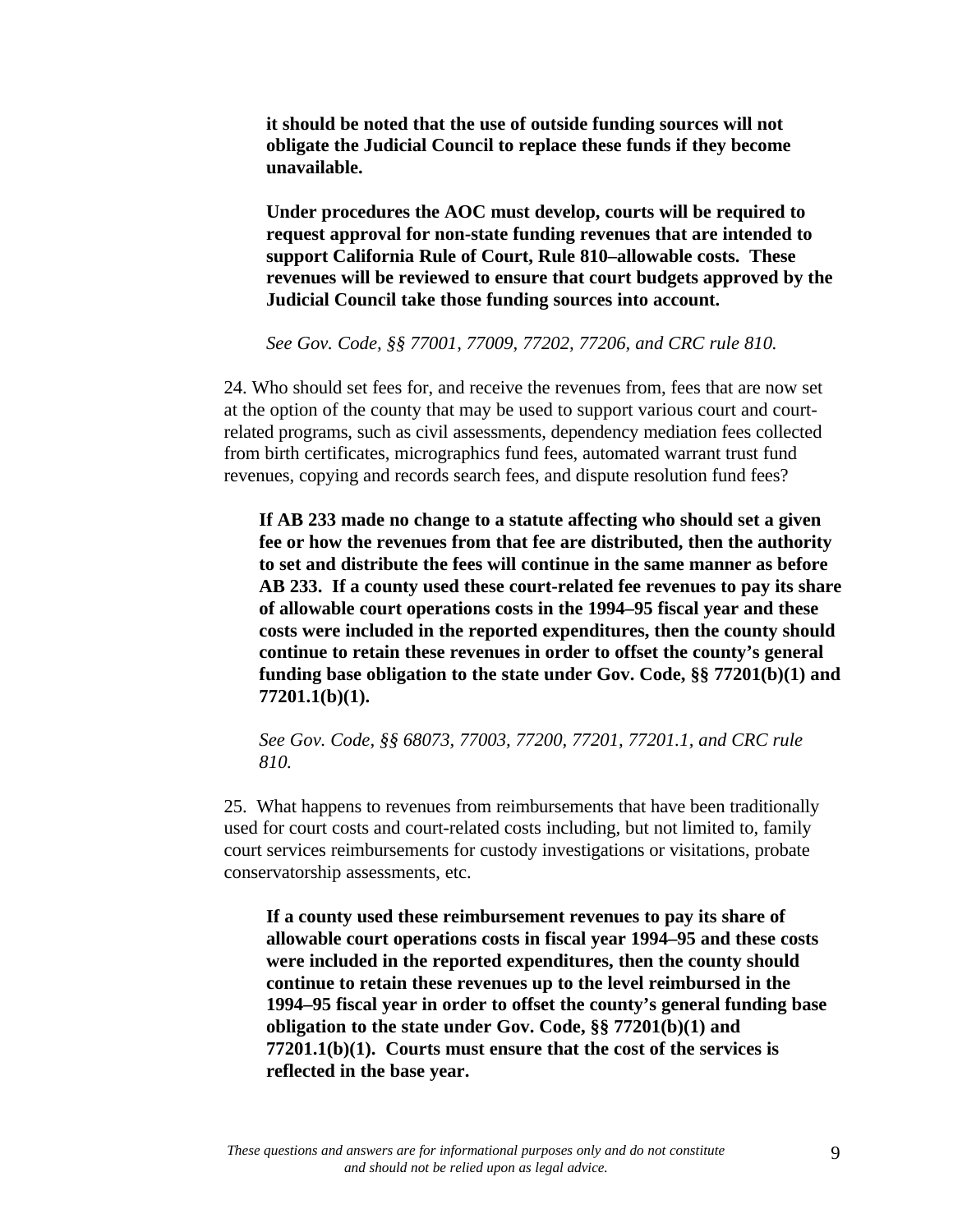**it should be noted that the use of outside funding sources will not obligate the Judicial Council to replace these funds if they become unavailable.**

**Under procedures the AOC must develop, courts will be required to request approval for non-state funding revenues that are intended to support California Rule of Court, Rule 810–allowable costs. These revenues will be reviewed to ensure that court budgets approved by the Judicial Council take those funding sources into account.**

*See Gov. Code, §§ 77001, 77009, 77202, 77206, and CRC rule 810.*

24. Who should set fees for, and receive the revenues from, fees that are now set at the option of the county that may be used to support various court and court-related programs, such as civil assessments, dependency mediation fees collected from birth certificates, micrographics fund fees, automated warrant trust fund revenues, copying and records search fees, and dispute resolution fund fees?

**If AB 233 made no change to a statute affecting who should set a given fee or how the revenues from that fee are distributed, then the authority to set and distribute the fees will continue in the same manner as before AB 233. If a county used these court-related fee revenues to pay its share of allowable court operations costs in the 1994–95 fiscal year and these costs were included in the reported expenditures, then the county should continue to retain these revenues in order to offset the county's general funding base obligation to the state under Gov. Code, §§ 77201(b)(1) and 77201.1(b)(1).**

*See Gov. Code, §§ 68073, 77003, 77200, 77201, 77201.1, and CRC rule 810.*

25. What happens to revenues from reimbursements that have been traditionally used for court costs and court-related costs including, but not limited to, family court services reimbursements for custody investigations or visitations, probate conservatorship assessments, etc.

**If a county used these reimbursement revenues to pay its share of allowable court operations costs in fiscal year 1994–95 and these costs were included in the reported expenditures, then the county should continue to retain these revenues up to the level reimbursed in the 1994–95 fiscal year in order to offset the county's general funding base obligation to the state under Gov. Code, §§ 77201(b)(1) and 77201.1(b)(1). Courts must ensure that the cost of the services is reflected in the base year.**

*These questions and answers are for informational purposes only and do not constitute and should not be relied upon as legal advice.*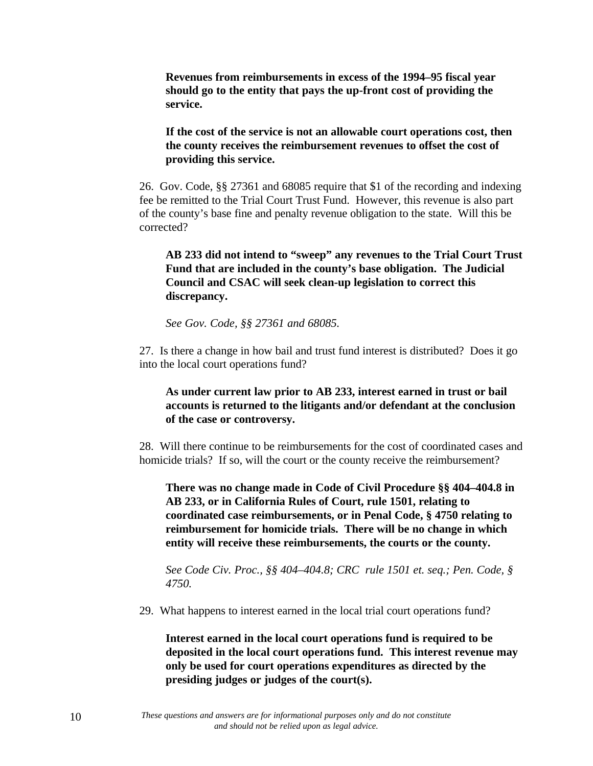**Revenues from reimbursements in excess of the 1994–95 fiscal year should go to the entity that pays the up-front cost of providing the service.**

**If the cost of the service is not an allowable court operations cost, then the county receives the reimbursement revenues to offset the cost of providing this service.**

26. Gov. Code, §§ 27361 and 68085 require that $1 of the recording and indexing fee be remitted to the Trial Court Trust Fund. However, this revenue is also part of the county's base fine and penalty revenue obligation to the state. Will this be corrected?

**AB 233 did not intend to "sweep" any revenues to the Trial Court Trust Fund that are included in the county's base obligation. The Judicial Council and CSAC will seek clean-up legislation to correct this discrepancy.**

*See Gov. Code, §§ 27361 and 68085.*

27. Is there a change in how bail and trust fund interest is distributed? Does it go into the local court operations fund?

**As under current law prior to AB 233, interest earned in trust or bail accounts is returned to the litigants and/or defendant at the conclusion of the case or controversy.**

28. Will there continue to be reimbursements for the cost of coordinated cases and homicide trials? If so, will the court or the county receive the reimbursement?

**There was no change made in Code of Civil Procedure §§ 404–404.8 in AB 233, or in California Rules of Court, rule 1501, relating to coordinated case reimbursements, or in Penal Code, § 4750 relating to reimbursement for homicide trials. There will be no change in which entity will receive these reimbursements, the courts or the county.**

*See Code Civ. Proc., §§ 404–404.8; CRC rule 1501 et. seq.; Pen. Code, § 4750.*

29. What happens to interest earned in the local trial court operations fund?

**Interest earned in the local court operations fund is required to be deposited in the local court operations fund. This interest revenue may only be used for court operations expenditures as directed by the presiding judges or judges of the court(s).**

*These questions and answers are for informational purposes only and do not constitute and should not be relied upon as legal advice.*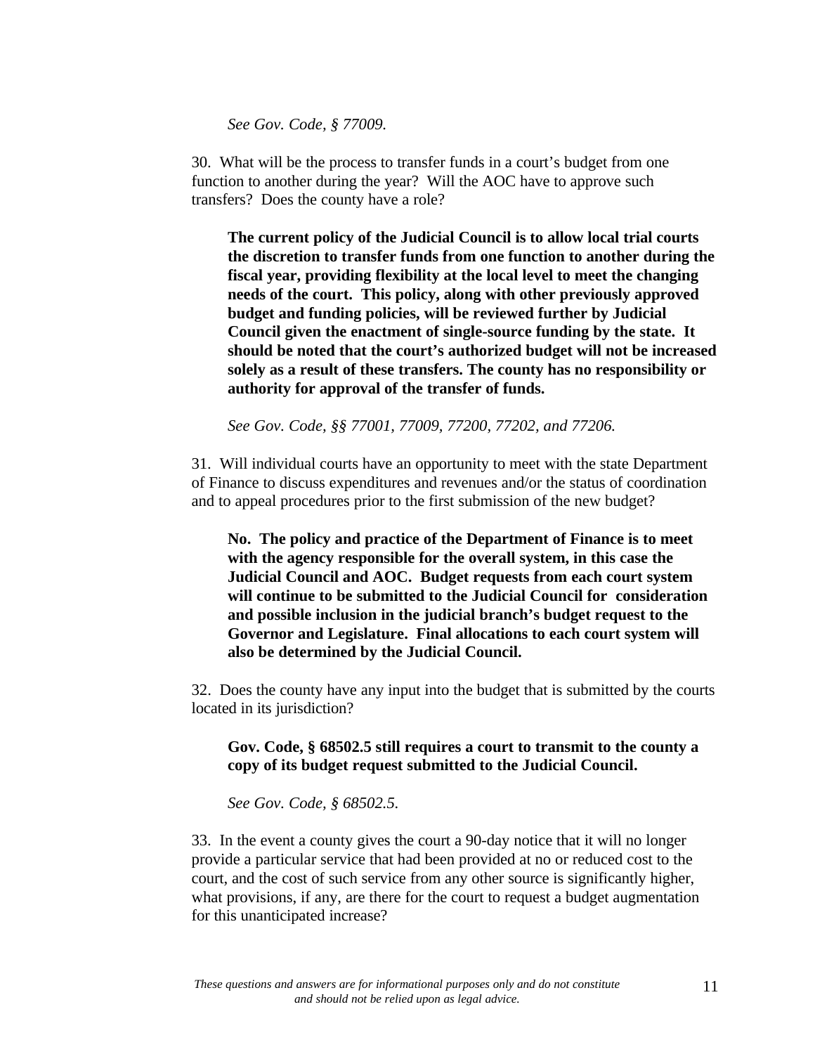*See Gov. Code, § 77009.*

30. What will be the process to transfer funds in a court's budget from one function to another during the year? Will the AOC have to approve such transfers? Does the county have a role?

> **The current policy of the Judicial Council is to allow local trial courts the discretion to transfer funds from one function to another during the fiscal year, providing flexibility at the local level to meet the changing needs of the court. This policy, along with other previously approved budget and funding policies, will be reviewed further by Judicial Council given the enactment of single-source funding by the state. It should be noted that the court's authorized budget will not be increased solely as a result of these transfers. The county has no responsibility or authority for approval of the transfer of funds.**
>
> *See Gov. Code, §§ 77001, 77009, 77200, 77202, and 77206.*

31. Will individual courts have an opportunity to meet with the state Department of Finance to discuss expenditures and revenues and/or the status of coordination and to appeal procedures prior to the first submission of the new budget?

> **No. The policy and practice of the Department of Finance is to meet with the agency responsible for the overall system, in this case the Judicial Council and AOC. Budget requests from each court system will continue to be submitted to the Judicial Council for consideration and possible inclusion in the judicial branch's budget request to the Governor and Legislature. Final allocations to each court system will also be determined by the Judicial Council.**

32. Does the county have any input into the budget that is submitted by the courts located in its jurisdiction?

> **Gov. Code, § 68502.5 still requires a court to transmit to the county a copy of its budget request submitted to the Judicial Council.**
>
> *See Gov. Code, § 68502.5.*

33. In the event a county gives the court a 90-day notice that it will no longer provide a particular service that had been provided at no or reduced cost to the court, and the cost of such service from any other source is significantly higher, what provisions, if any, are there for the court to request a budget augmentation for this unanticipated increase?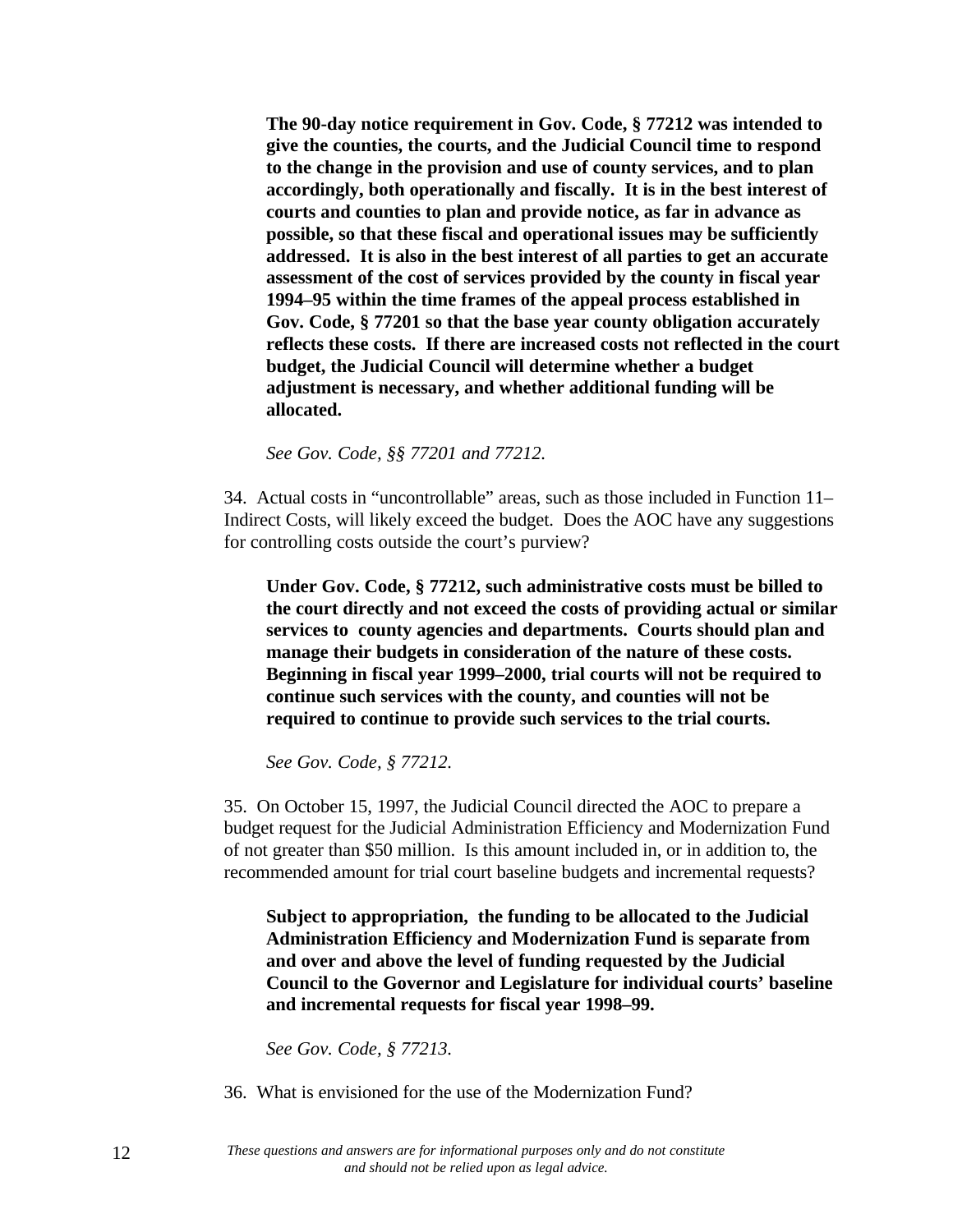**The 90-day notice requirement in Gov. Code, § 77212 was intended to give the counties, the courts, and the Judicial Council time to respond to the change in the provision and use of county services, and to plan accordingly, both operationally and fiscally. It is in the best interest of courts and counties to plan and provide notice, as far in advance as possible, so that these fiscal and operational issues may be sufficiently addressed. It is also in the best interest of all parties to get an accurate assessment of the cost of services provided by the county in fiscal year 1994–95 within the time frames of the appeal process established in Gov. Code, § 77201 so that the base year county obligation accurately reflects these costs. If there are increased costs not reflected in the court budget, the Judicial Council will determine whether a budget adjustment is necessary, and whether additional funding will be allocated.**

*See Gov. Code, §§ 77201 and 77212.*

34. Actual costs in "uncontrollable" areas, such as those included in Function 11–Indirect Costs, will likely exceed the budget. Does the AOC have any suggestions for controlling costs outside the court's purview?

**Under Gov. Code, § 77212, such administrative costs must be billed to the court directly and not exceed the costs of providing actual or similar services to county agencies and departments. Courts should plan and manage their budgets in consideration of the nature of these costs. Beginning in fiscal year 1999–2000, trial courts will not be required to continue such services with the county, and counties will not be required to continue to provide such services to the trial courts.**

*See Gov. Code, § 77212.*

35. On October 15, 1997, the Judicial Council directed the AOC to prepare a budget request for the Judicial Administration Efficiency and Modernization Fund of not greater than $50 million. Is this amount included in, or in addition to, the recommended amount for trial court baseline budgets and incremental requests?

**Subject to appropriation, the funding to be allocated to the Judicial Administration Efficiency and Modernization Fund is separate from and over and above the level of funding requested by the Judicial Council to the Governor and Legislature for individual courts' baseline and incremental requests for fiscal year 1998–99.**

*See Gov. Code, § 77213.*

36. What is envisioned for the use of the Modernization Fund?

*These questions and answers are for informational purposes only and do not constitute and should not be relied upon as legal advice.*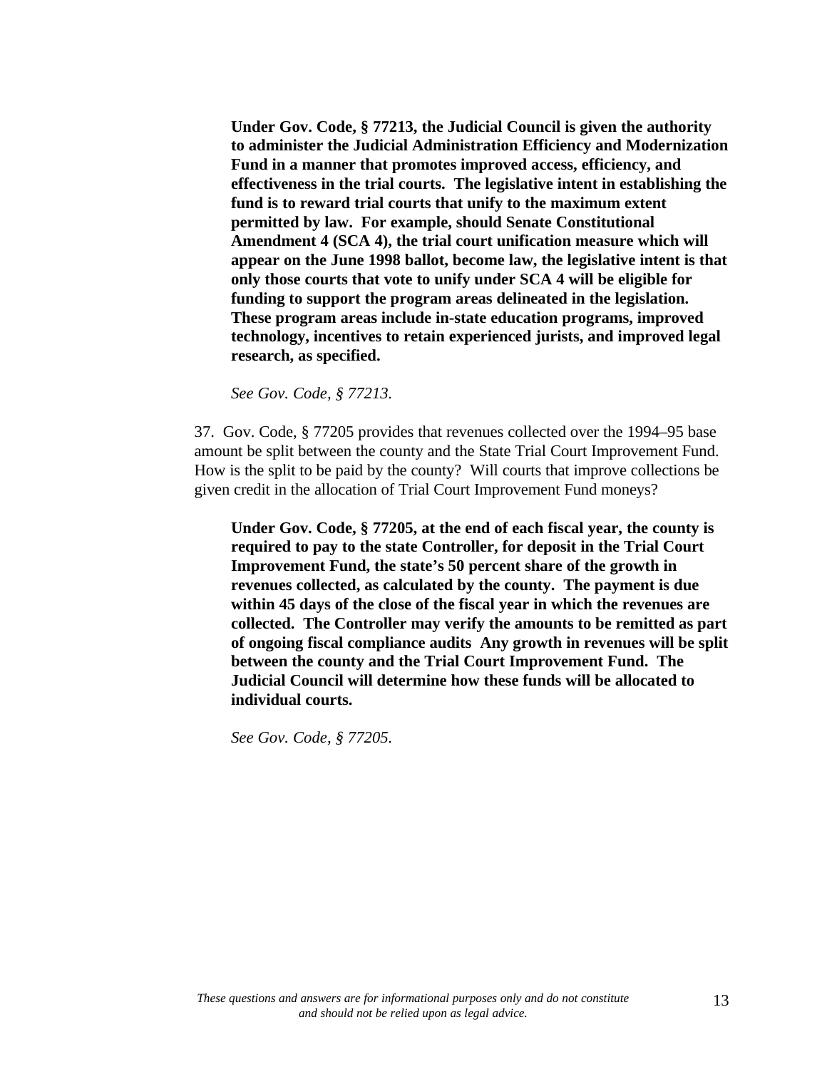**Under Gov. Code, § 77213, the Judicial Council is given the authority to administer the Judicial Administration Efficiency and Modernization Fund in a manner that promotes improved access, efficiency, and effectiveness in the trial courts. The legislative intent in establishing the fund is to reward trial courts that unify to the maximum extent permitted by law. For example, should Senate Constitutional Amendment 4 (SCA 4), the trial court unification measure which will appear on the June 1998 ballot, become law, the legislative intent is that only those courts that vote to unify under SCA 4 will be eligible for funding to support the program areas delineated in the legislation. These program areas include in-state education programs, improved technology, incentives to retain experienced jurists, and improved legal research, as specified.**

*See Gov. Code, § 77213.*

37. Gov. Code, § 77205 provides that revenues collected over the 1994–95 base amount be split between the county and the State Trial Court Improvement Fund. How is the split to be paid by the county? Will courts that improve collections be given credit in the allocation of Trial Court Improvement Fund moneys?

**Under Gov. Code, § 77205, at the end of each fiscal year, the county is required to pay to the state Controller, for deposit in the Trial Court Improvement Fund, the state's 50 percent share of the growth in revenues collected, as calculated by the county. The payment is due within 45 days of the close of the fiscal year in which the revenues are collected. The Controller may verify the amounts to be remitted as part of ongoing fiscal compliance audits Any growth in revenues will be split between the county and the Trial Court Improvement Fund. The Judicial Council will determine how these funds will be allocated to individual courts.**

*See Gov. Code, § 77205.*

*These questions and answers are for informational purposes only and do not constitute and should not be relied upon as legal advice.*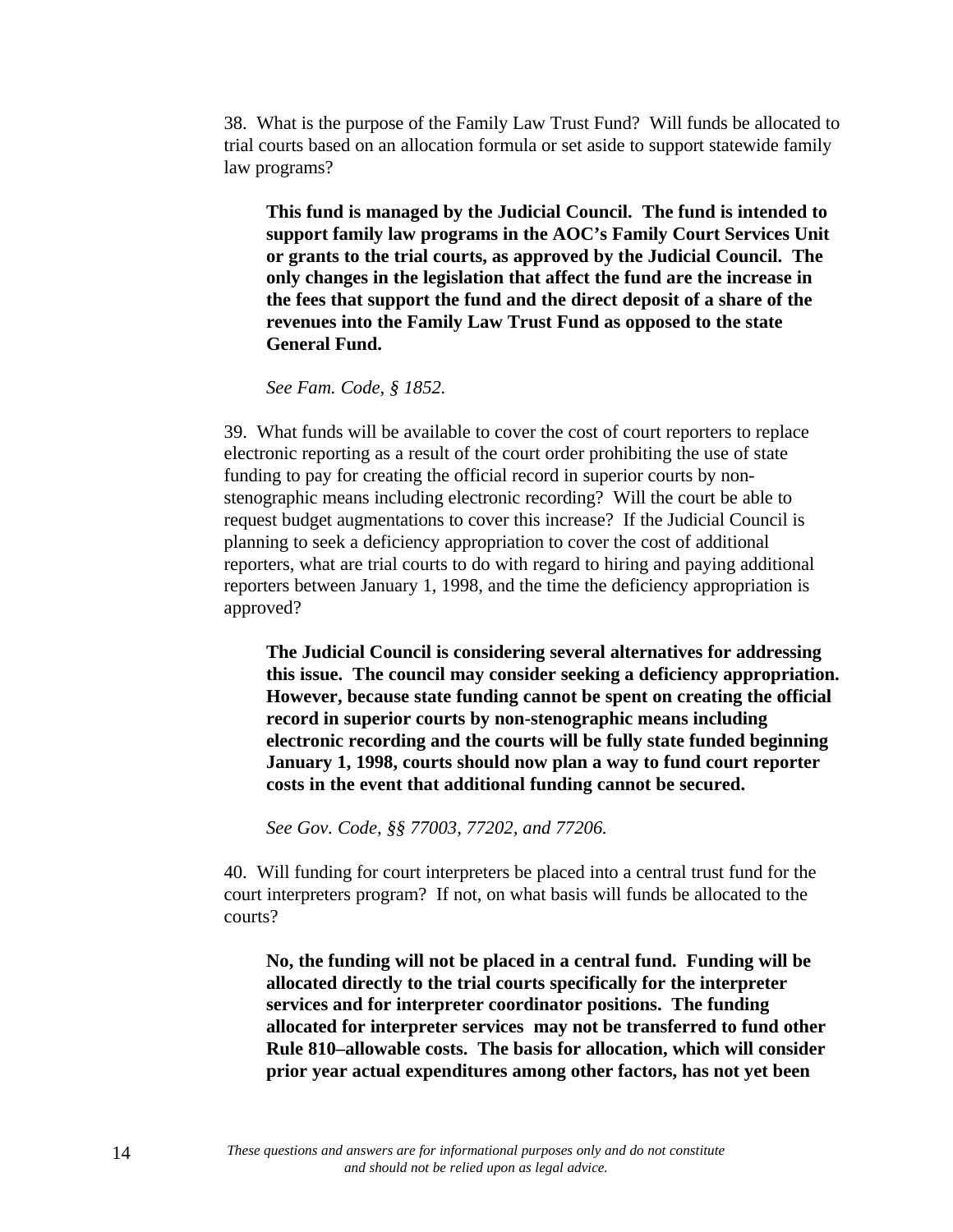38. What is the purpose of the Family Law Trust Fund? Will funds be allocated to trial courts based on an allocation formula or set aside to support statewide family law programs?

> **This fund is managed by the Judicial Council. The fund is intended to support family law programs in the AOC's Family Court Services Unit or grants to the trial courts, as approved by the Judicial Council. The only changes in the legislation that affect the fund are the increase in the fees that support the fund and the direct deposit of a share of the revenues into the Family Law Trust Fund as opposed to the state General Fund.**
>
> *See Fam. Code, § 1852.*

39. What funds will be available to cover the cost of court reporters to replace electronic reporting as a result of the court order prohibiting the use of state funding to pay for creating the official record in superior courts by non-stenographic means including electronic recording? Will the court be able to request budget augmentations to cover this increase? If the Judicial Council is planning to seek a deficiency appropriation to cover the cost of additional reporters, what are trial courts to do with regard to hiring and paying additional reporters between January 1, 1998, and the time the deficiency appropriation is approved?

> **The Judicial Council is considering several alternatives for addressing this issue. The council may consider seeking a deficiency appropriation. However, because state funding cannot be spent on creating the official record in superior courts by non-stenographic means including electronic recording and the courts will be fully state funded beginning January 1, 1998, courts should now plan a way to fund court reporter costs in the event that additional funding cannot be secured.**
>
> *See Gov. Code, §§ 77003, 77202, and 77206.*

40. Will funding for court interpreters be placed into a central trust fund for the court interpreters program? If not, on what basis will funds be allocated to the courts?

> **No, the funding will not be placed in a central fund. Funding will be allocated directly to the trial courts specifically for the interpreter services and for interpreter coordinator positions. The funding allocated for interpreter services may not be transferred to fund other Rule 810–allowable costs. The basis for allocation, which will consider prior year actual expenditures among other factors, has not yet been**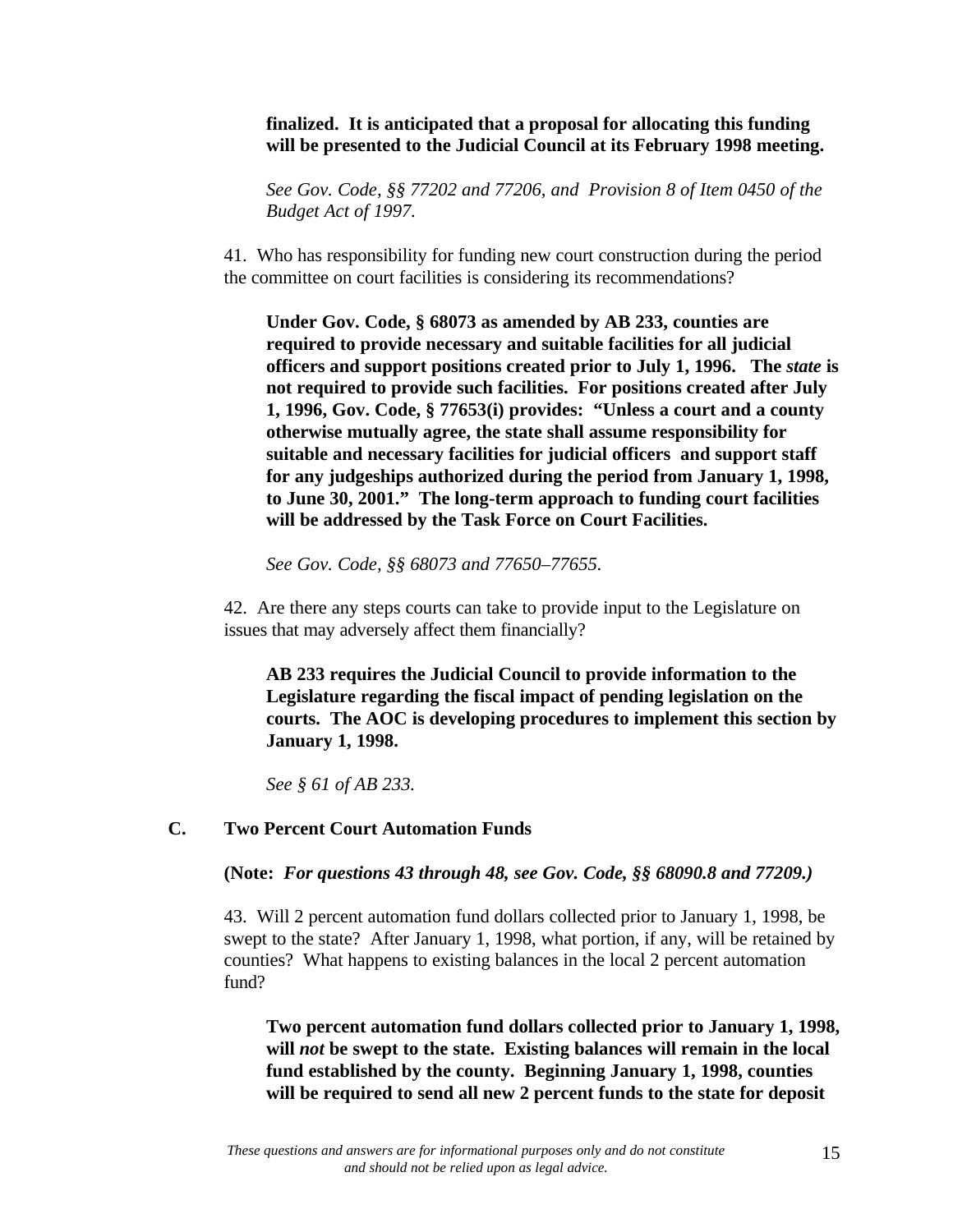**finalized. It is anticipated that a proposal for allocating this funding will be presented to the Judicial Council at its February 1998 meeting.**

*See Gov. Code, §§ 77202 and 77206, and Provision 8 of Item 0450 of the Budget Act of 1997.*

41. Who has responsibility for funding new court construction during the period the committee on court facilities is considering its recommendations?

**Under Gov. Code, § 68073 as amended by AB 233, counties are required to provide necessary and suitable facilities for all judicial officers and support positions created prior to July 1, 1996. The *state* is not required to provide such facilities. For positions created after July 1, 1996, Gov. Code, § 77653(i) provides: "Unless a court and a county otherwise mutually agree, the state shall assume responsibility for suitable and necessary facilities for judicial officers and support staff for any judgeships authorized during the period from January 1, 1998, to June 30, 2001." The long-term approach to funding court facilities will be addressed by the Task Force on Court Facilities.**

*See Gov. Code, §§ 68073 and 77650–77655.*

42. Are there any steps courts can take to provide input to the Legislature on issues that may adversely affect them financially?

**AB 233 requires the Judicial Council to provide information to the Legislature regarding the fiscal impact of pending legislation on the courts. The AOC is developing procedures to implement this section by January 1, 1998.**

*See § 61 of AB 233.*

## C. Two Percent Court Automation Funds

**(Note: *For questions 43 through 48, see Gov. Code, §§ 68090.8 and 77209.)***

43. Will 2 percent automation fund dollars collected prior to January 1, 1998, be swept to the state? After January 1, 1998, what portion, if any, will be retained by counties? What happens to existing balances in the local 2 percent automation fund?

**Two percent automation fund dollars collected prior to January 1, 1998, will *not* be swept to the state. Existing balances will remain in the local fund established by the county. Beginning January 1, 1998, counties will be required to send all new 2 percent funds to the state for deposit**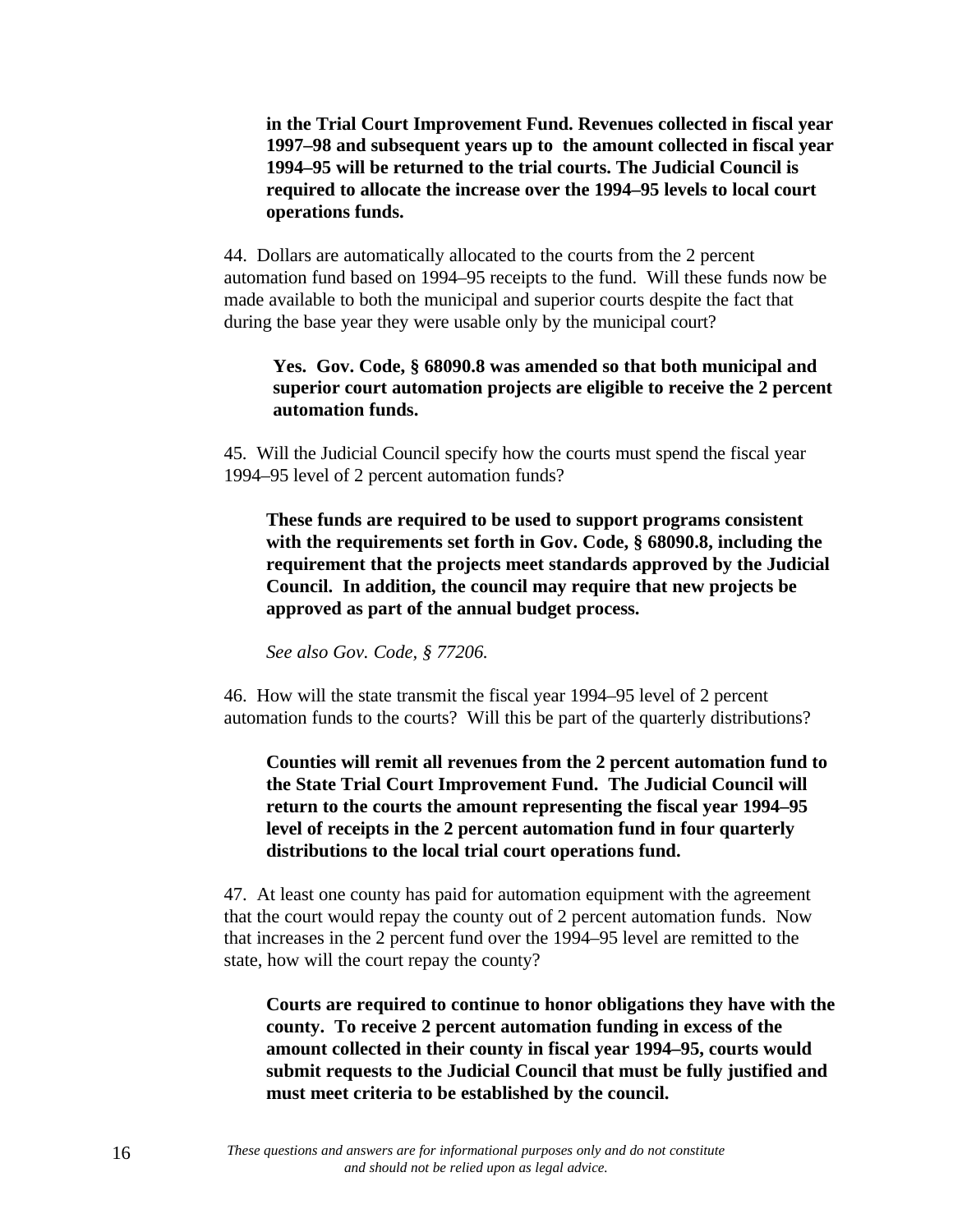**in the Trial Court Improvement Fund. Revenues collected in fiscal year 1997–98 and subsequent years up to the amount collected in fiscal year 1994–95 will be returned to the trial courts. The Judicial Council is required to allocate the increase over the 1994–95 levels to local court operations funds.**

44. Dollars are automatically allocated to the courts from the 2 percent automation fund based on 1994–95 receipts to the fund. Will these funds now be made available to both the municipal and superior courts despite the fact that during the base year they were usable only by the municipal court?

**Yes. Gov. Code, § 68090.8 was amended so that both municipal and superior court automation projects are eligible to receive the 2 percent automation funds.**

45. Will the Judicial Council specify how the courts must spend the fiscal year 1994–95 level of 2 percent automation funds?

**These funds are required to be used to support programs consistent with the requirements set forth in Gov. Code, § 68090.8, including the requirement that the projects meet standards approved by the Judicial Council. In addition, the council may require that new projects be approved as part of the annual budget process.**

*See also Gov. Code, § 77206.*

46. How will the state transmit the fiscal year 1994–95 level of 2 percent automation funds to the courts? Will this be part of the quarterly distributions?

**Counties will remit all revenues from the 2 percent automation fund to the State Trial Court Improvement Fund. The Judicial Council will return to the courts the amount representing the fiscal year 1994–95 level of receipts in the 2 percent automation fund in four quarterly distributions to the local trial court operations fund.**

47. At least one county has paid for automation equipment with the agreement that the court would repay the county out of 2 percent automation funds. Now that increases in the 2 percent fund over the 1994–95 level are remitted to the state, how will the court repay the county?

**Courts are required to continue to honor obligations they have with the county. To receive 2 percent automation funding in excess of the amount collected in their county in fiscal year 1994–95, courts would submit requests to the Judicial Council that must be fully justified and must meet criteria to be established by the council.**

*These questions and answers are for informational purposes only and do not constitute and should not be relied upon as legal advice.*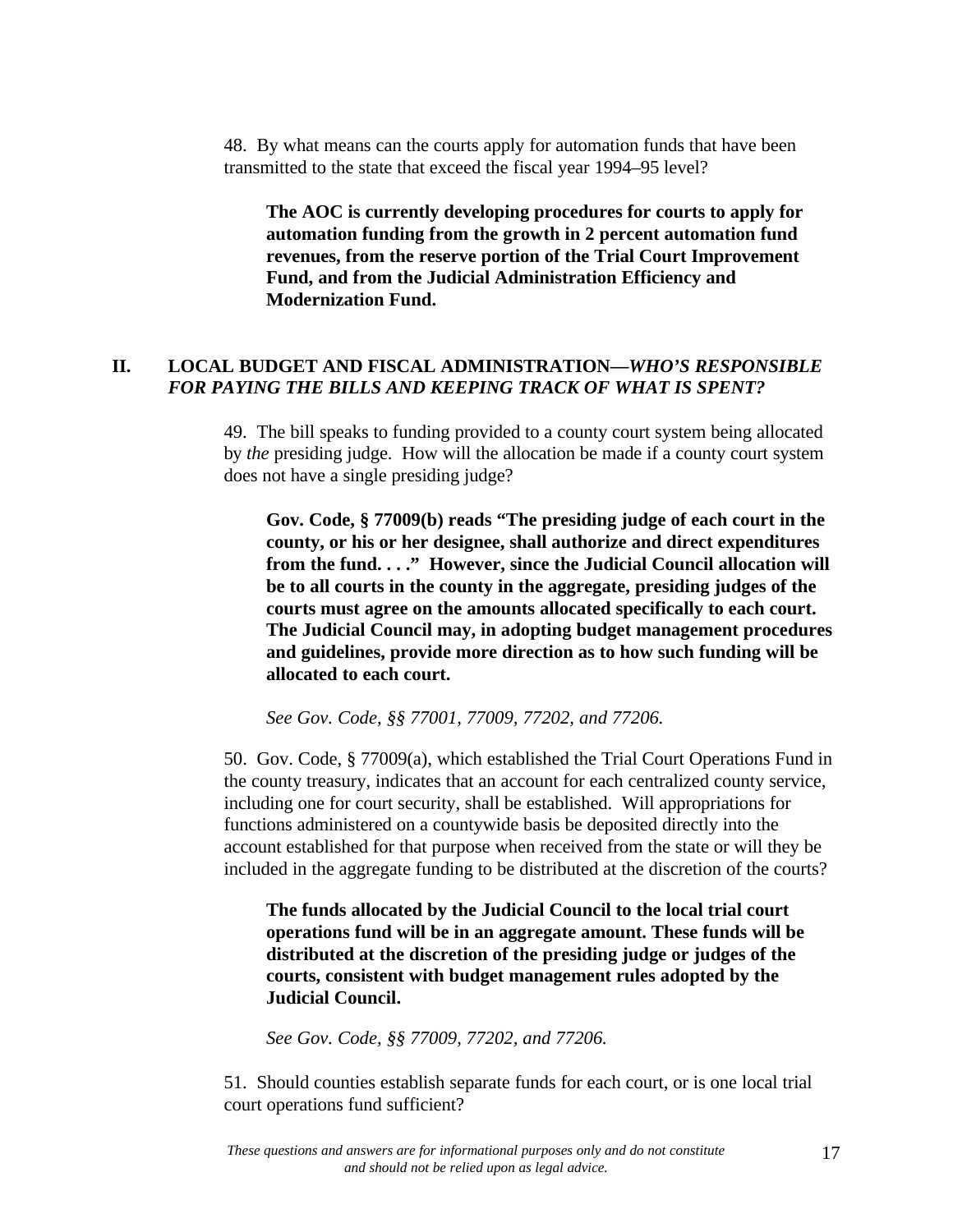48. By what means can the courts apply for automation funds that have been transmitted to the state that exceed the fiscal year 1994–95 level?

> **The AOC is currently developing procedures for courts to apply for automation funding from the growth in 2 percent automation fund revenues, from the reserve portion of the Trial Court Improvement Fund, and from the Judicial Administration Efficiency and Modernization Fund.**

## II. LOCAL BUDGET AND FISCAL ADMINISTRATION—*WHO'S RESPONSIBLE FOR PAYING THE BILLS AND KEEPING TRACK OF WHAT IS SPENT?*

49. The bill speaks to funding provided to a county court system being allocated by *the* presiding judge. How will the allocation be made if a county court system does not have a single presiding judge?

> **Gov. Code, § 77009(b) reads "The presiding judge of each court in the county, or his or her designee, shall authorize and direct expenditures from the fund. . . ." However, since the Judicial Council allocation will be to all courts in the county in the aggregate, presiding judges of the courts must agree on the amounts allocated specifically to each court. The Judicial Council may, in adopting budget management procedures and guidelines, provide more direction as to how such funding will be allocated to each court.**
>
> *See Gov. Code, §§ 77001, 77009, 77202, and 77206.*

50. Gov. Code, § 77009(a), which established the Trial Court Operations Fund in the county treasury, indicates that an account for each centralized county service, including one for court security, shall be established. Will appropriations for functions administered on a countywide basis be deposited directly into the account established for that purpose when received from the state or will they be included in the aggregate funding to be distributed at the discretion of the courts?

> **The funds allocated by the Judicial Council to the local trial court operations fund will be in an aggregate amount. These funds will be distributed at the discretion of the presiding judge or judges of the courts, consistent with budget management rules adopted by the Judicial Council.**
>
> *See Gov. Code, §§ 77009, 77202, and 77206.*

51. Should counties establish separate funds for each court, or is one local trial court operations fund sufficient?

*These questions and answers are for informational purposes only and do not constitute and should not be relied upon as legal advice.*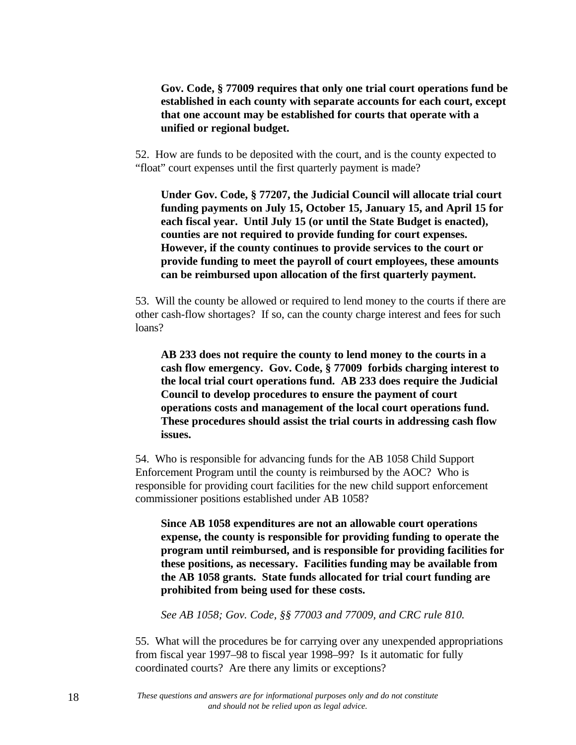**Gov. Code, § 77009 requires that only one trial court operations fund be established in each county with separate accounts for each court, except that one account may be established for courts that operate with a unified or regional budget.**

52. How are funds to be deposited with the court, and is the county expected to "float" court expenses until the first quarterly payment is made?

**Under Gov. Code, § 77207, the Judicial Council will allocate trial court funding payments on July 15, October 15, January 15, and April 15 for each fiscal year. Until July 15 (or until the State Budget is enacted), counties are not required to provide funding for court expenses. However, if the county continues to provide services to the court or provide funding to meet the payroll of court employees, these amounts can be reimbursed upon allocation of the first quarterly payment.**

53. Will the county be allowed or required to lend money to the courts if there are other cash-flow shortages? If so, can the county charge interest and fees for such loans?

**AB 233 does not require the county to lend money to the courts in a cash flow emergency. Gov. Code, § 77009 forbids charging interest to the local trial court operations fund. AB 233 does require the Judicial Council to develop procedures to ensure the payment of court operations costs and management of the local court operations fund. These procedures should assist the trial courts in addressing cash flow issues.**

54. Who is responsible for advancing funds for the AB 1058 Child Support Enforcement Program until the county is reimbursed by the AOC? Who is responsible for providing court facilities for the new child support enforcement commissioner positions established under AB 1058?

**Since AB 1058 expenditures are not an allowable court operations expense, the county is responsible for providing funding to operate the program until reimbursed, and is responsible for providing facilities for these positions, as necessary. Facilities funding may be available from the AB 1058 grants. State funds allocated for trial court funding are prohibited from being used for these costs.**

*See AB 1058; Gov. Code, §§ 77003 and 77009, and CRC rule 810.*

55. What will the procedures be for carrying over any unexpended appropriations from fiscal year 1997–98 to fiscal year 1998–99? Is it automatic for fully coordinated courts? Are there any limits or exceptions?

*These questions and answers are for informational purposes only and do not constitute and should not be relied upon as legal advice.*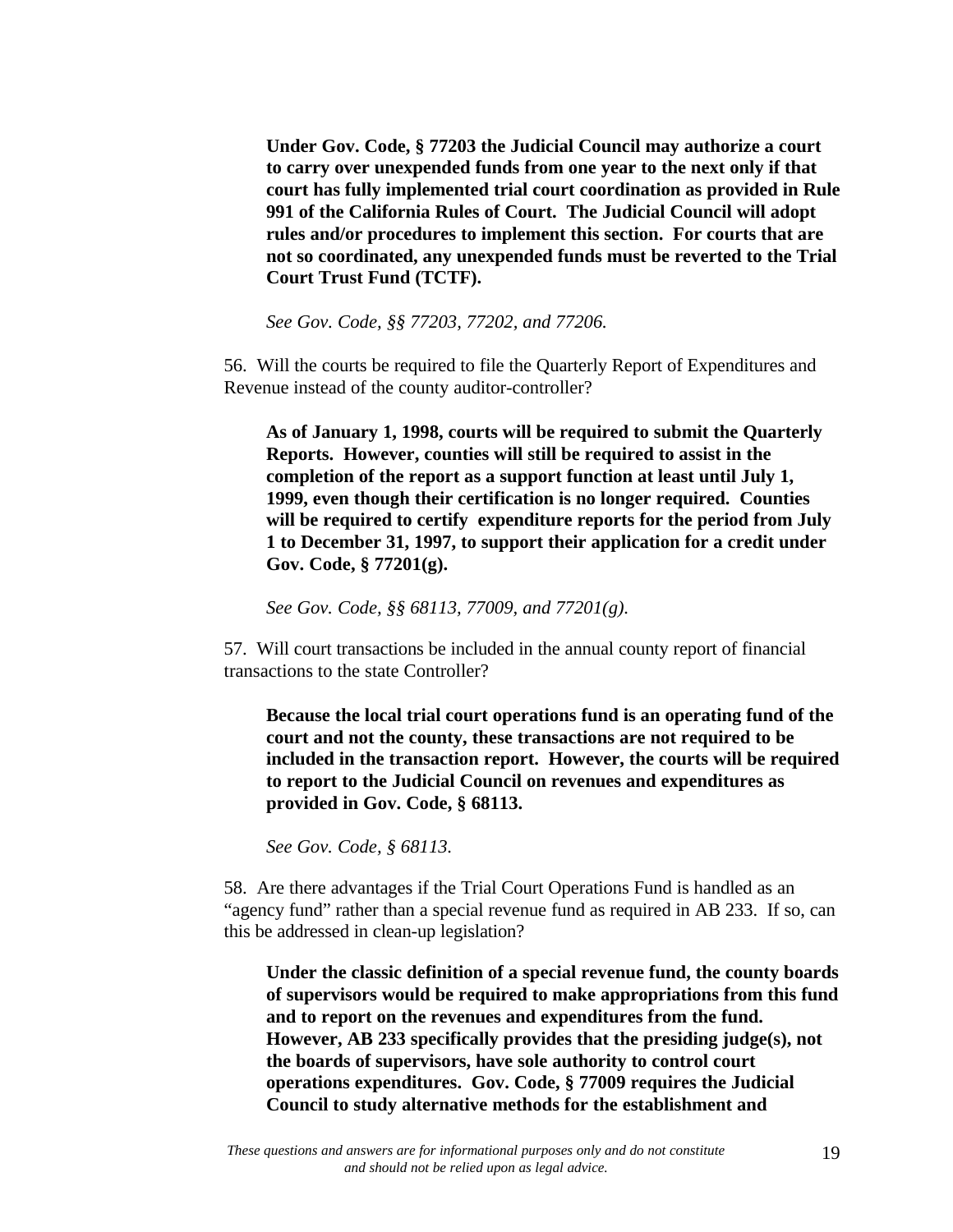**Under Gov. Code, § 77203 the Judicial Council may authorize a court to carry over unexpended funds from one year to the next only if that court has fully implemented trial court coordination as provided in Rule 991 of the California Rules of Court. The Judicial Council will adopt rules and/or procedures to implement this section. For courts that are not so coordinated, any unexpended funds must be reverted to the Trial Court Trust Fund (TCTF).**

*See Gov. Code, §§ 77203, 77202, and 77206.*

56. Will the courts be required to file the Quarterly Report of Expenditures and Revenue instead of the county auditor-controller?

**As of January 1, 1998, courts will be required to submit the Quarterly Reports. However, counties will still be required to assist in the completion of the report as a support function at least until July 1, 1999, even though their certification is no longer required. Counties will be required to certify expenditure reports for the period from July 1 to December 31, 1997, to support their application for a credit under Gov. Code, § 77201(g).**

*See Gov. Code, §§ 68113, 77009, and 77201(g).*

57. Will court transactions be included in the annual county report of financial transactions to the state Controller?

**Because the local trial court operations fund is an operating fund of the court and not the county, these transactions are not required to be included in the transaction report. However, the courts will be required to report to the Judicial Council on revenues and expenditures as provided in Gov. Code, § 68113.**

*See Gov. Code, § 68113.*

58. Are there advantages if the Trial Court Operations Fund is handled as an "agency fund" rather than a special revenue fund as required in AB 233. If so, can this be addressed in clean-up legislation?

**Under the classic definition of a special revenue fund, the county boards of supervisors would be required to make appropriations from this fund and to report on the revenues and expenditures from the fund. However, AB 233 specifically provides that the presiding judge(s), not the boards of supervisors, have sole authority to control court operations expenditures. Gov. Code, § 77009 requires the Judicial Council to study alternative methods for the establishment and**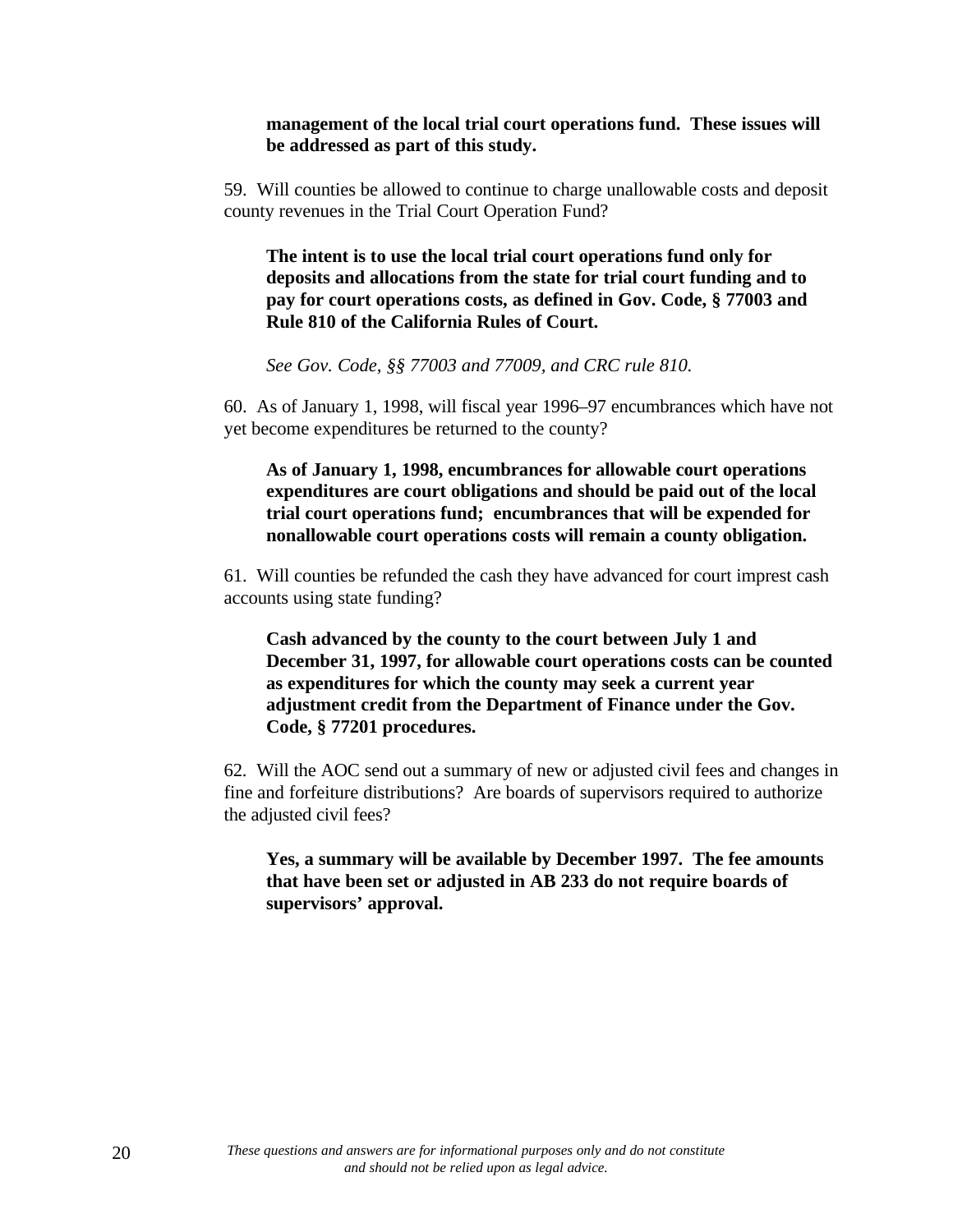**management of the local trial court operations fund. These issues will be addressed as part of this study.**

59. Will counties be allowed to continue to charge unallowable costs and deposit county revenues in the Trial Court Operation Fund?

**The intent is to use the local trial court operations fund only for deposits and allocations from the state for trial court funding and to pay for court operations costs, as defined in Gov. Code, § 77003 and Rule 810 of the California Rules of Court.**

*See Gov. Code, §§ 77003 and 77009, and CRC rule 810.*

60. As of January 1, 1998, will fiscal year 1996–97 encumbrances which have not yet become expenditures be returned to the county?

**As of January 1, 1998, encumbrances for allowable court operations expenditures are court obligations and should be paid out of the local trial court operations fund; encumbrances that will be expended for nonallowable court operations costs will remain a county obligation.**

61. Will counties be refunded the cash they have advanced for court imprest cash accounts using state funding?

**Cash advanced by the county to the court between July 1 and December 31, 1997, for allowable court operations costs can be counted as expenditures for which the county may seek a current year adjustment credit from the Department of Finance under the Gov. Code, § 77201 procedures.**

62. Will the AOC send out a summary of new or adjusted civil fees and changes in fine and forfeiture distributions? Are boards of supervisors required to authorize the adjusted civil fees?

**Yes, a summary will be available by December 1997. The fee amounts that have been set or adjusted in AB 233 do not require boards of supervisors' approval.**

*These questions and answers are for informational purposes only and do not constitute and should not be relied upon as legal advice.*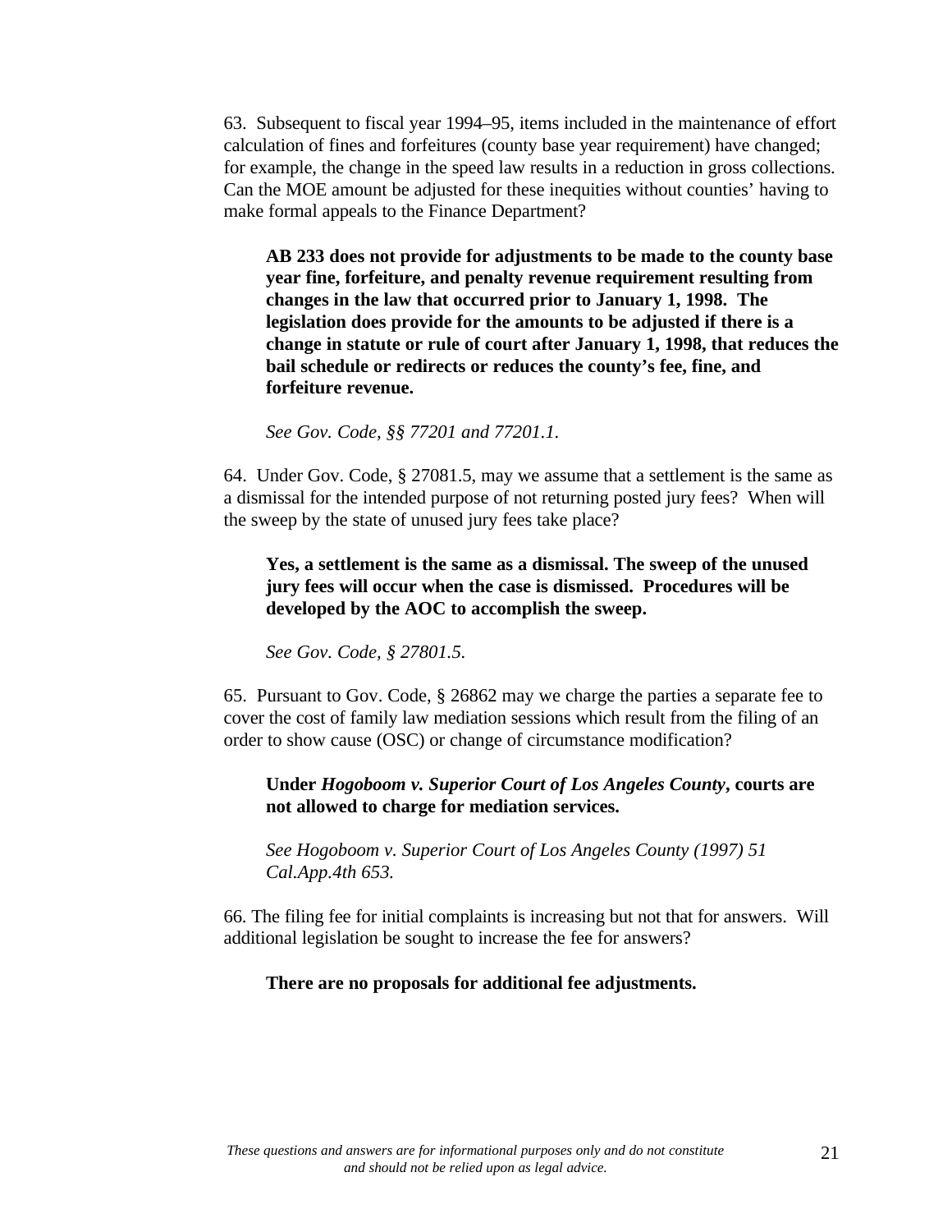63. Subsequent to fiscal year 1994–95, items included in the maintenance of effort calculation of fines and forfeitures (county base year requirement) have changed; for example, the change in the speed law results in a reduction in gross collections. Can the MOE amount be adjusted for these inequities without counties' having to make formal appeals to the Finance Department?

> **AB 233 does not provide for adjustments to be made to the county base year fine, forfeiture, and penalty revenue requirement resulting from changes in the law that occurred prior to January 1, 1998. The legislation does provide for the amounts to be adjusted if there is a change in statute or rule of court after January 1, 1998, that reduces the bail schedule or redirects or reduces the county's fee, fine, and forfeiture revenue.**
>
> *See Gov. Code, §§ 77201 and 77201.1.*

64. Under Gov. Code, § 27081.5, may we assume that a settlement is the same as a dismissal for the intended purpose of not returning posted jury fees? When will the sweep by the state of unused jury fees take place?

> **Yes, a settlement is the same as a dismissal. The sweep of the unused jury fees will occur when the case is dismissed. Procedures will be developed by the AOC to accomplish the sweep.**
>
> *See Gov. Code, § 27801.5.*

65. Pursuant to Gov. Code, § 26862 may we charge the parties a separate fee to cover the cost of family law mediation sessions which result from the filing of an order to show cause (OSC) or change of circumstance modification?

> **Under *Hogoboom v. Superior Court of Los Angeles County*, courts are not allowed to charge for mediation services.**
>
> *See Hogoboom v. Superior Court of Los Angeles County (1997) 51 Cal.App.4th 653.*

66. The filing fee for initial complaints is increasing but not that for answers. Will additional legislation be sought to increase the fee for answers?

> **There are no proposals for additional fee adjustments.**

*These questions and answers are for informational purposes only and do not constitute and should not be relied upon as legal advice.*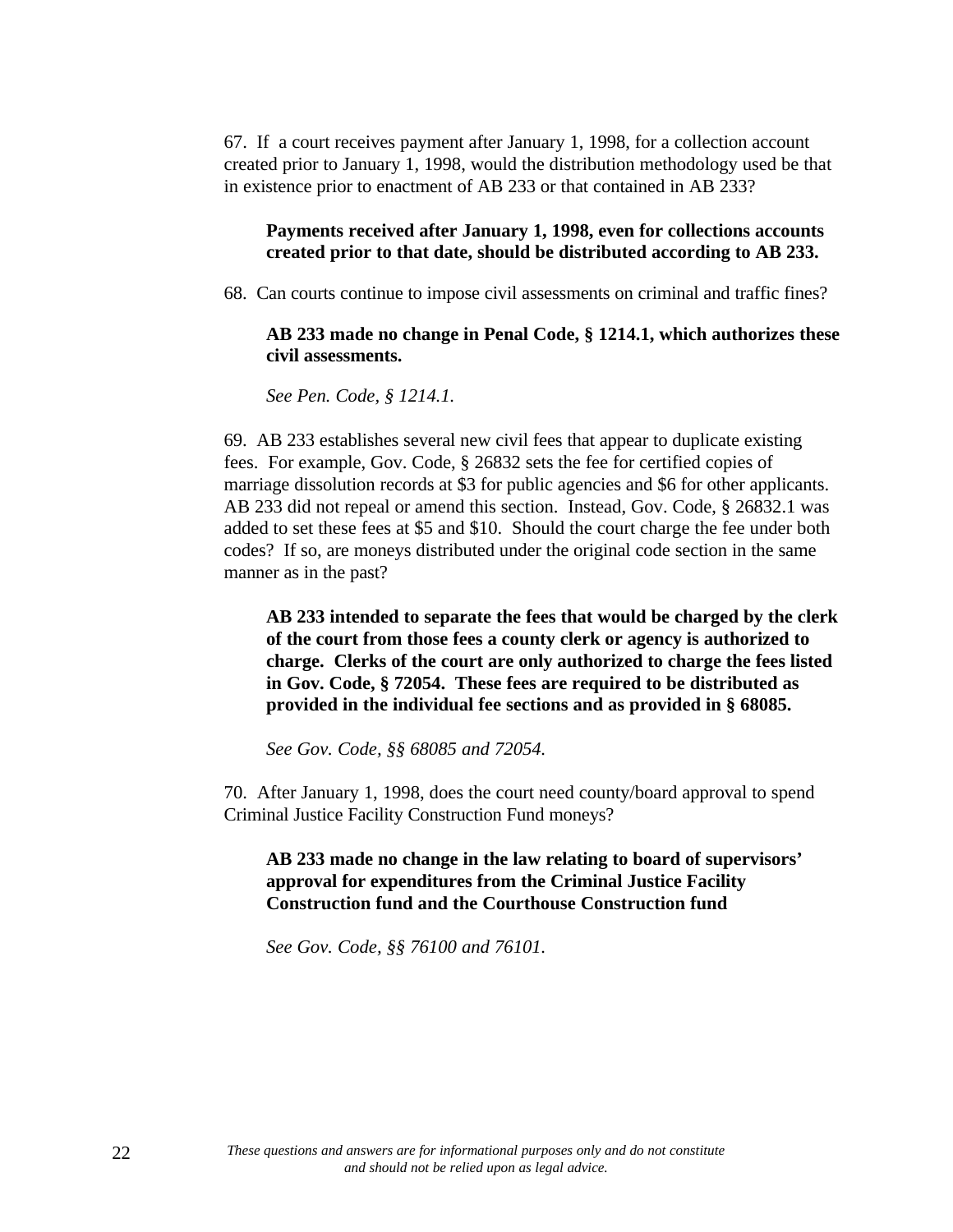67. If a court receives payment after January 1, 1998, for a collection account created prior to January 1, 1998, would the distribution methodology used be that in existence prior to enactment of AB 233 or that contained in AB 233?

> **Payments received after January 1, 1998, even for collections accounts created prior to that date, should be distributed according to AB 233.**

68. Can courts continue to impose civil assessments on criminal and traffic fines?

> **AB 233 made no change in Penal Code, § 1214.1, which authorizes these civil assessments.**
>
> *See Pen. Code, § 1214.1.*

69. AB 233 establishes several new civil fees that appear to duplicate existing fees. For example, Gov. Code, § 26832 sets the fee for certified copies of marriage dissolution records at $3 for public agencies and $6 for other applicants. AB 233 did not repeal or amend this section. Instead, Gov. Code, § 26832.1 was added to set these fees at $5 and $10. Should the court charge the fee under both codes? If so, are moneys distributed under the original code section in the same manner as in the past?

> **AB 233 intended to separate the fees that would be charged by the clerk of the court from those fees a county clerk or agency is authorized to charge. Clerks of the court are only authorized to charge the fees listed in Gov. Code, § 72054. These fees are required to be distributed as provided in the individual fee sections and as provided in § 68085.**
>
> *See Gov. Code, §§ 68085 and 72054.*

70. After January 1, 1998, does the court need county/board approval to spend Criminal Justice Facility Construction Fund moneys?

> **AB 233 made no change in the law relating to board of supervisors' approval for expenditures from the Criminal Justice Facility Construction fund and the Courthouse Construction fund**
>
> *See Gov. Code, §§ 76100 and 76101.*

*These questions and answers are for informational purposes only and do not constitute and should not be relied upon as legal advice.*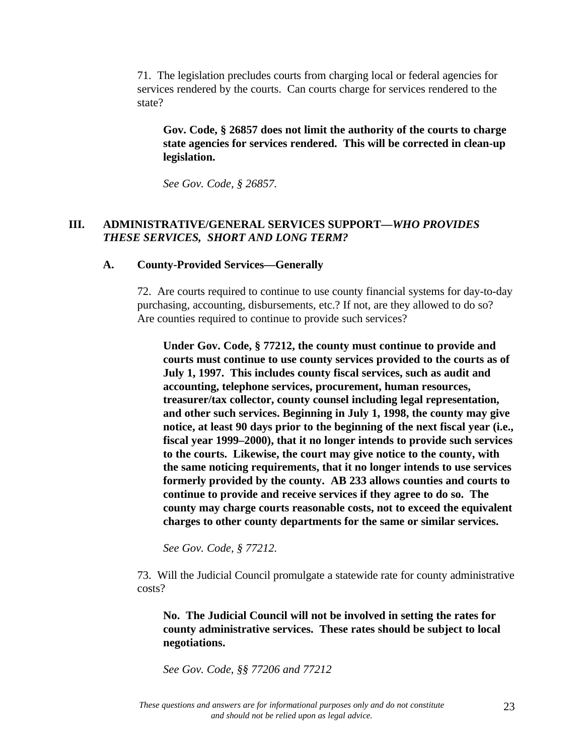71. The legislation precludes courts from charging local or federal agencies for services rendered by the courts. Can courts charge for services rendered to the state?

> **Gov. Code, § 26857 does not limit the authority of the courts to charge state agencies for services rendered. This will be corrected in clean-up legislation.**
>
> *See Gov. Code, § 26857.*

## III. ADMINISTRATIVE/GENERAL SERVICES SUPPORT—*WHO PROVIDES THESE SERVICES, SHORT AND LONG TERM?*

### A. County-Provided Services—Generally

72. Are courts required to continue to use county financial systems for day-to-day purchasing, accounting, disbursements, etc.? If not, are they allowed to do so? Are counties required to continue to provide such services?

> **Under Gov. Code, § 77212, the county must continue to provide and courts must continue to use county services provided to the courts as of July 1, 1997. This includes county fiscal services, such as audit and accounting, telephone services, procurement, human resources, treasurer/tax collector, county counsel including legal representation, and other such services. Beginning in July 1, 1998, the county may give notice, at least 90 days prior to the beginning of the next fiscal year (i.e., fiscal year 1999–2000), that it no longer intends to provide such services to the courts. Likewise, the court may give notice to the county, with the same noticing requirements, that it no longer intends to use services formerly provided by the county. AB 233 allows counties and courts to continue to provide and receive services if they agree to do so. The county may charge courts reasonable costs, not to exceed the equivalent charges to other county departments for the same or similar services.**
>
> *See Gov. Code, § 77212.*

73. Will the Judicial Council promulgate a statewide rate for county administrative costs?

> **No. The Judicial Council will not be involved in setting the rates for county administrative services. These rates should be subject to local negotiations.**
>
> *See Gov. Code, §§ 77206 and 77212*

*These questions and answers are for informational purposes only and do not constitute and should not be relied upon as legal advice.*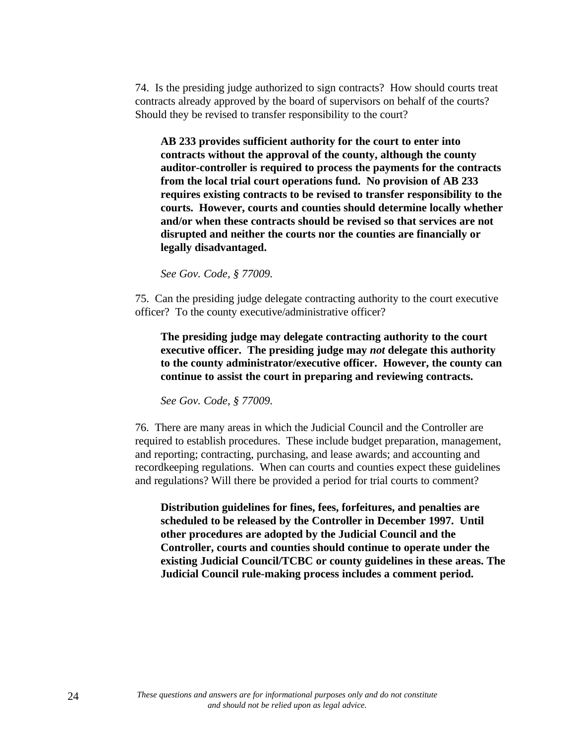74. Is the presiding judge authorized to sign contracts? How should courts treat contracts already approved by the board of supervisors on behalf of the courts? Should they be revised to transfer responsibility to the court?

> **AB 233 provides sufficient authority for the court to enter into contracts without the approval of the county, although the county auditor-controller is required to process the payments for the contracts from the local trial court operations fund. No provision of AB 233 requires existing contracts to be revised to transfer responsibility to the courts. However, courts and counties should determine locally whether and/or when these contracts should be revised so that services are not disrupted and neither the courts nor the counties are financially or legally disadvantaged.**
>
> *See Gov. Code, § 77009.*

75. Can the presiding judge delegate contracting authority to the court executive officer? To the county executive/administrative officer?

> **The presiding judge may delegate contracting authority to the court executive officer. The presiding judge may *not* delegate this authority to the county administrator/executive officer. However, the county can continue to assist the court in preparing and reviewing contracts.**
>
> *See Gov. Code, § 77009.*

76. There are many areas in which the Judicial Council and the Controller are required to establish procedures. These include budget preparation, management, and reporting; contracting, purchasing, and lease awards; and accounting and recordkeeping regulations. When can courts and counties expect these guidelines and regulations? Will there be provided a period for trial courts to comment?

> **Distribution guidelines for fines, fees, forfeitures, and penalties are scheduled to be released by the Controller in December 1997. Until other procedures are adopted by the Judicial Council and the Controller, courts and counties should continue to operate under the existing Judicial Council/TCBC or county guidelines in these areas. The Judicial Council rule-making process includes a comment period.**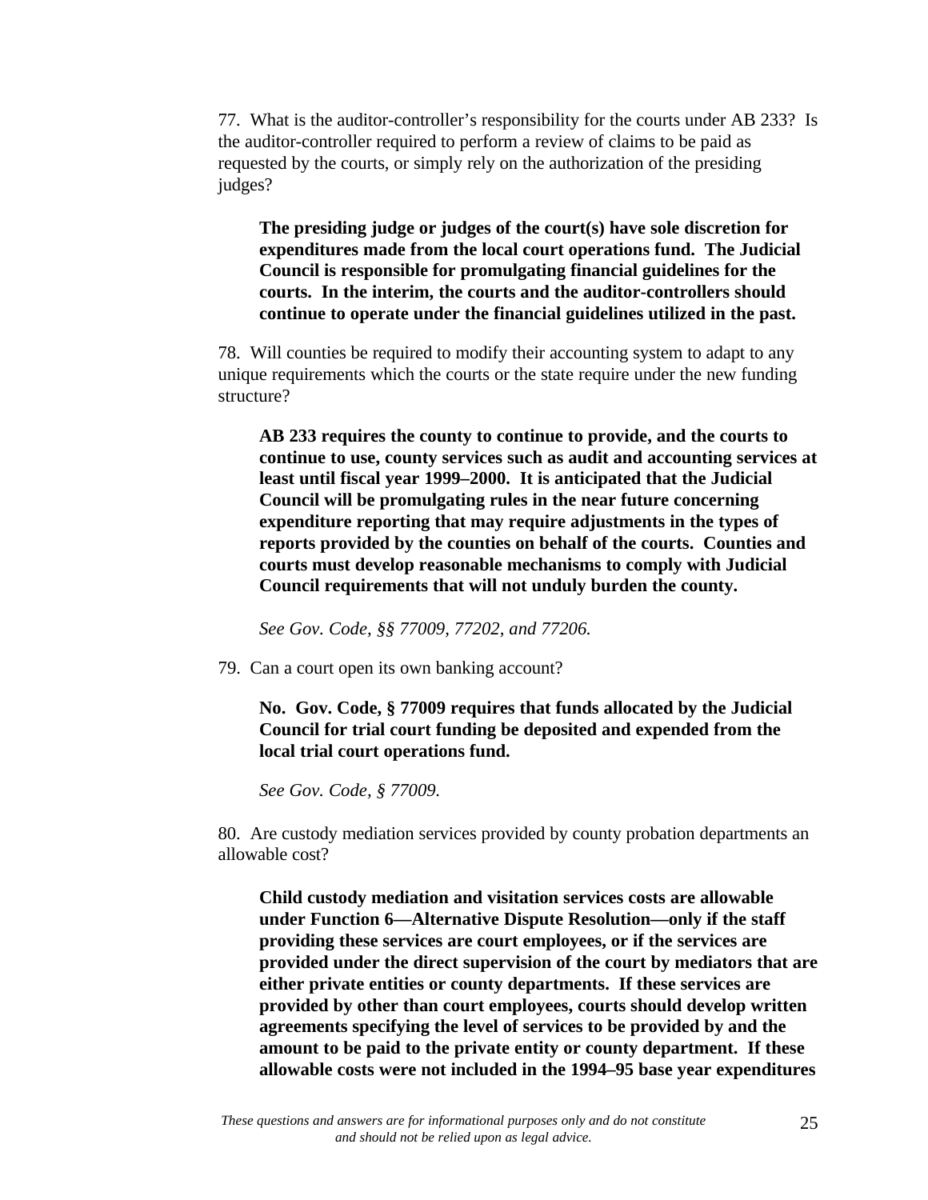77. What is the auditor-controller's responsibility for the courts under AB 233? Is the auditor-controller required to perform a review of claims to be paid as requested by the courts, or simply rely on the authorization of the presiding judges?

> **The presiding judge or judges of the court(s) have sole discretion for expenditures made from the local court operations fund. The Judicial Council is responsible for promulgating financial guidelines for the courts. In the interim, the courts and the auditor-controllers should continue to operate under the financial guidelines utilized in the past.**

78. Will counties be required to modify their accounting system to adapt to any unique requirements which the courts or the state require under the new funding structure?

> **AB 233 requires the county to continue to provide, and the courts to continue to use, county services such as audit and accounting services at least until fiscal year 1999–2000. It is anticipated that the Judicial Council will be promulgating rules in the near future concerning expenditure reporting that may require adjustments in the types of reports provided by the counties on behalf of the courts. Counties and courts must develop reasonable mechanisms to comply with Judicial Council requirements that will not unduly burden the county.**
>
> *See Gov. Code, §§ 77009, 77202, and 77206.*

79. Can a court open its own banking account?

> **No. Gov. Code, § 77009 requires that funds allocated by the Judicial Council for trial court funding be deposited and expended from the local trial court operations fund.**
>
> *See Gov. Code, § 77009.*

80. Are custody mediation services provided by county probation departments an allowable cost?

> **Child custody mediation and visitation services costs are allowable under Function 6—Alternative Dispute Resolution—only if the staff providing these services are court employees, or if the services are provided under the direct supervision of the court by mediators that are either private entities or county departments. If these services are provided by other than court employees, courts should develop written agreements specifying the level of services to be provided by and the amount to be paid to the private entity or county department. If these allowable costs were not included in the 1994–95 base year expenditures**

*These questions and answers are for informational purposes only and do not constitute and should not be relied upon as legal advice.*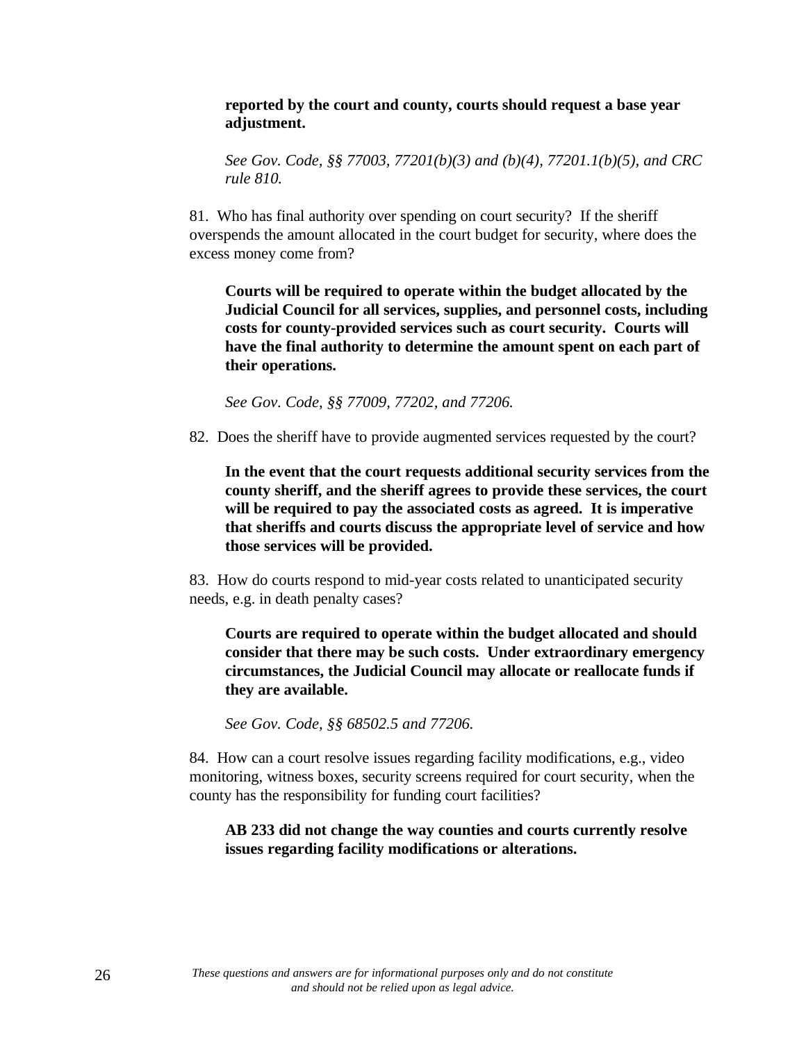**reported by the court and county, courts should request a base year adjustment.**

*See Gov. Code, §§ 77003, 77201(b)(3) and (b)(4), 77201.1(b)(5), and CRC rule 810.*

81. Who has final authority over spending on court security? If the sheriff overspends the amount allocated in the court budget for security, where does the excess money come from?

**Courts will be required to operate within the budget allocated by the Judicial Council for all services, supplies, and personnel costs, including costs for county-provided services such as court security. Courts will have the final authority to determine the amount spent on each part of their operations.**

*See Gov. Code, §§ 77009, 77202, and 77206.*

82. Does the sheriff have to provide augmented services requested by the court?

**In the event that the court requests additional security services from the county sheriff, and the sheriff agrees to provide these services, the court will be required to pay the associated costs as agreed. It is imperative that sheriffs and courts discuss the appropriate level of service and how those services will be provided.**

83. How do courts respond to mid-year costs related to unanticipated security needs, e.g. in death penalty cases?

**Courts are required to operate within the budget allocated and should consider that there may be such costs. Under extraordinary emergency circumstances, the Judicial Council may allocate or reallocate funds if they are available.**

*See Gov. Code, §§ 68502.5 and 77206.*

84. How can a court resolve issues regarding facility modifications, e.g., video monitoring, witness boxes, security screens required for court security, when the county has the responsibility for funding court facilities?

**AB 233 did not change the way counties and courts currently resolve issues regarding facility modifications or alterations.**

*These questions and answers are for informational purposes only and do not constitute and should not be relied upon as legal advice.*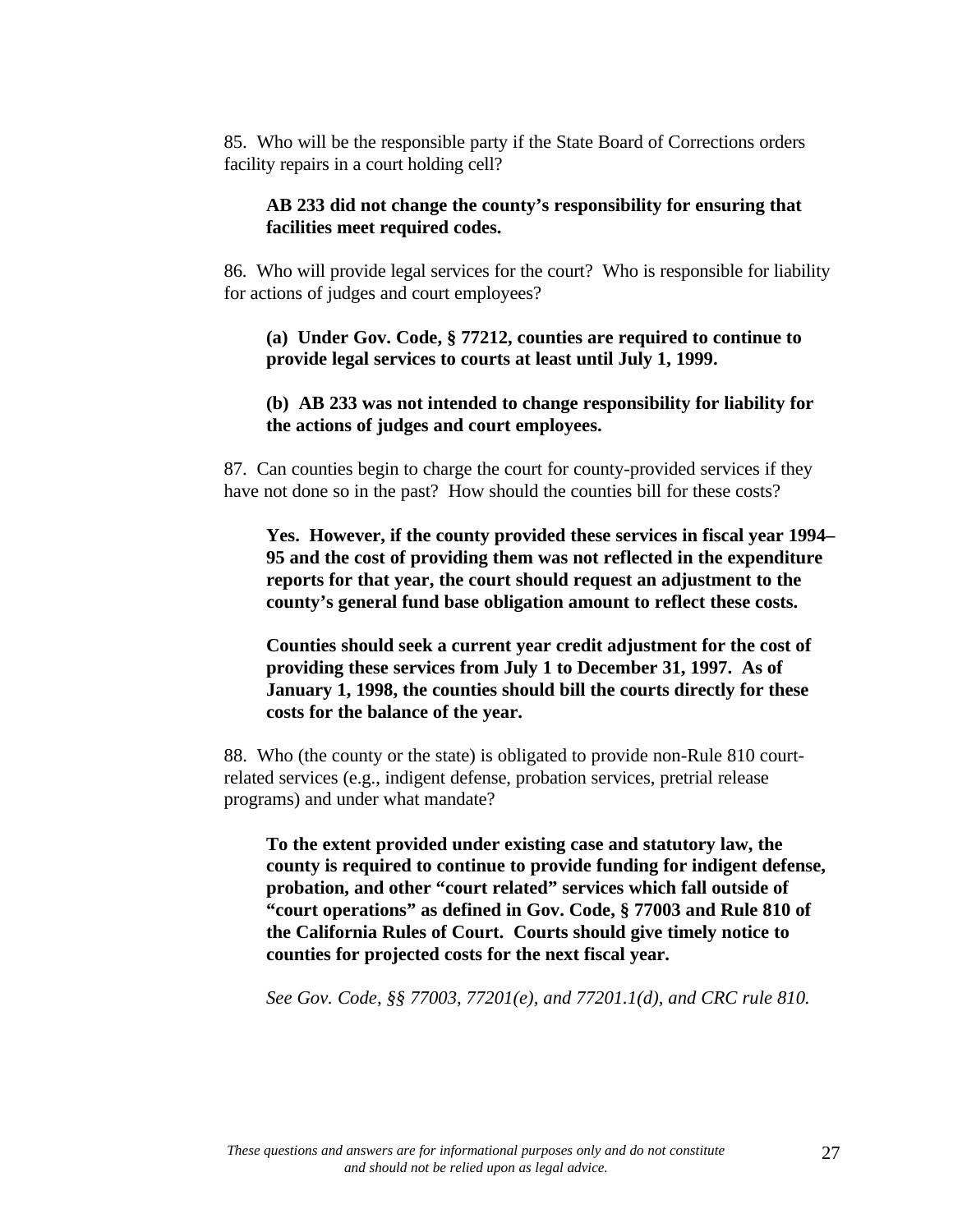85. Who will be the responsible party if the State Board of Corrections orders facility repairs in a court holding cell?

> **AB 233 did not change the county's responsibility for ensuring that facilities meet required codes.**

86. Who will provide legal services for the court? Who is responsible for liability for actions of judges and court employees?

> **(a) Under Gov. Code, § 77212, counties are required to continue to provide legal services to courts at least until July 1, 1999.**
>
> **(b) AB 233 was not intended to change responsibility for liability for the actions of judges and court employees.**

87. Can counties begin to charge the court for county-provided services if they have not done so in the past? How should the counties bill for these costs?

> **Yes. However, if the county provided these services in fiscal year 1994–95 and the cost of providing them was not reflected in the expenditure reports for that year, the court should request an adjustment to the county's general fund base obligation amount to reflect these costs.**
>
> **Counties should seek a current year credit adjustment for the cost of providing these services from July 1 to December 31, 1997. As of January 1, 1998, the counties should bill the courts directly for these costs for the balance of the year.**

88. Who (the county or the state) is obligated to provide non-Rule 810 court-related services (e.g., indigent defense, probation services, pretrial release programs) and under what mandate?

> **To the extent provided under existing case and statutory law, the county is required to continue to provide funding for indigent defense, probation, and other "court related" services which fall outside of "court operations" as defined in Gov. Code, § 77003 and Rule 810 of the California Rules of Court. Courts should give timely notice to counties for projected costs for the next fiscal year.**
>
> *See Gov. Code, §§ 77003, 77201(e), and 77201.1(d), and CRC rule 810.*

*These questions and answers are for informational purposes only and do not constitute and should not be relied upon as legal advice.*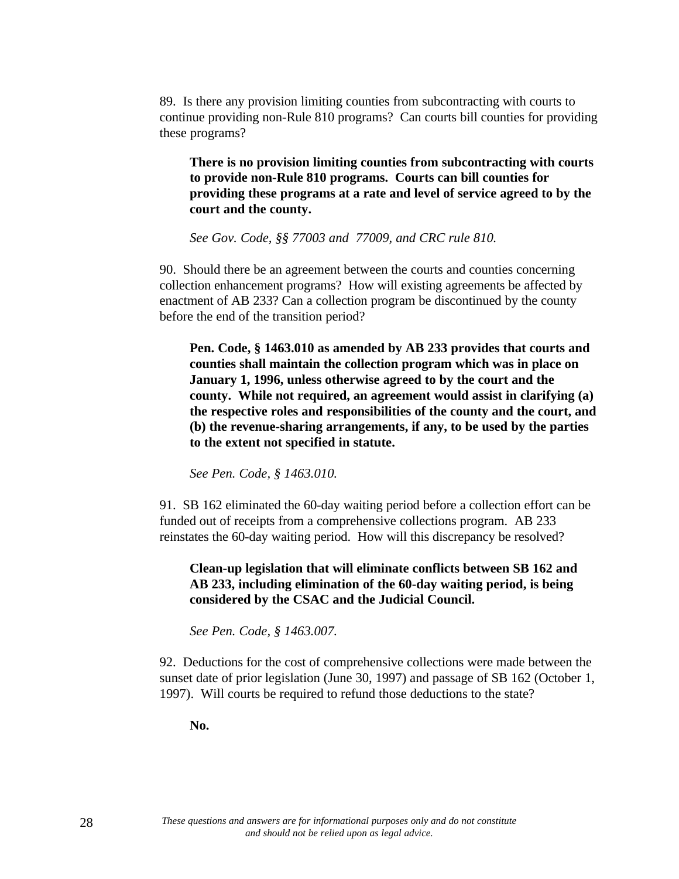89.  Is there any provision limiting counties from subcontracting with courts to continue providing non-Rule 810 programs?  Can courts bill counties for providing these programs?

> **There is no provision limiting counties from subcontracting with courts to provide non-Rule 810 programs.  Courts can bill counties for providing these programs at a rate and level of service agreed to by the court and the county.**
>
> *See Gov. Code, §§ 77003 and  77009, and CRC rule 810.*

90.  Should there be an agreement between the courts and counties concerning collection enhancement programs?  How will existing agreements be affected by enactment of AB 233? Can a collection program be discontinued by the county before the end of the transition period?

> **Pen. Code, § 1463.010 as amended by AB 233 provides that courts and counties shall maintain the collection program which was in place on January 1, 1996, unless otherwise agreed to by the court and the county.  While not required, an agreement would assist in clarifying (a) the respective roles and responsibilities of the county and the court, and (b) the revenue-sharing arrangements, if any, to be used by the parties to the extent not specified in statute.**
>
> *See Pen. Code, § 1463.010.*

91.  SB 162 eliminated the 60-day waiting period before a collection effort can be funded out of receipts from a comprehensive collections program.  AB 233 reinstates the 60-day waiting period.  How will this discrepancy be resolved?

> **Clean-up legislation that will eliminate conflicts between SB 162 and AB 233, including elimination of the 60-day waiting period, is being considered by the CSAC and the Judicial Council.**
>
> *See Pen. Code, § 1463.007.*

92.  Deductions for the cost of comprehensive collections were made between the sunset date of prior legislation (June 30, 1997) and passage of SB 162 (October 1, 1997).  Will courts be required to refund those deductions to the state?

> **No.**

*These questions and answers are for informational purposes only and do not constitute and should not be relied upon as legal advice.*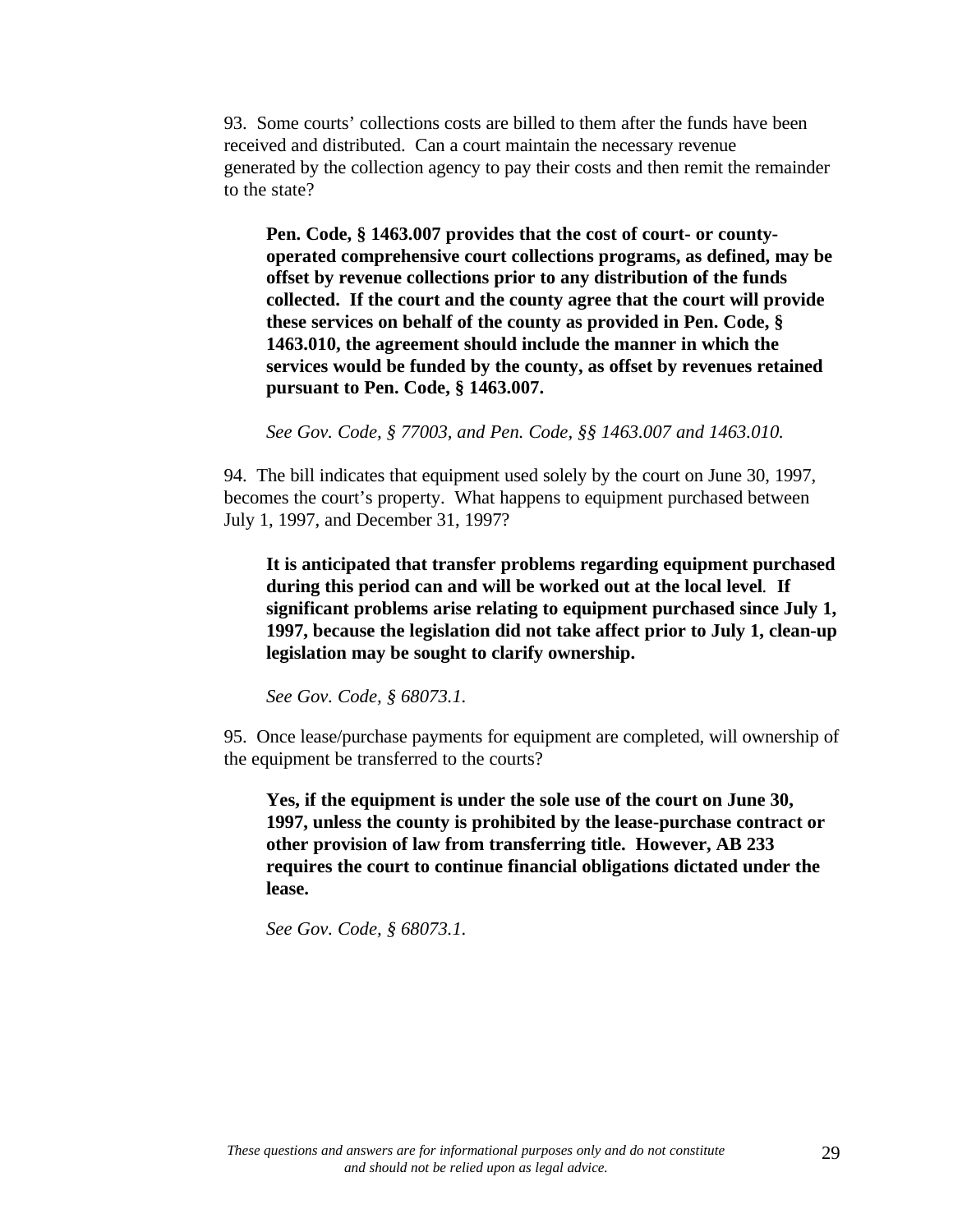93. Some courts' collections costs are billed to them after the funds have been received and distributed. Can a court maintain the necessary revenue generated by the collection agency to pay their costs and then remit the remainder to the state?

> **Pen. Code, § 1463.007 provides that the cost of court- or county-operated comprehensive court collections programs, as defined, may be offset by revenue collections prior to any distribution of the funds collected. If the court and the county agree that the court will provide these services on behalf of the county as provided in Pen. Code, § 1463.010, the agreement should include the manner in which the services would be funded by the county, as offset by revenues retained pursuant to Pen. Code, § 1463.007.**
>
> *See Gov. Code, § 77003, and Pen. Code, §§ 1463.007 and 1463.010.*

94. The bill indicates that equipment used solely by the court on June 30, 1997, becomes the court's property. What happens to equipment purchased between July 1, 1997, and December 31, 1997?

> **It is anticipated that transfer problems regarding equipment purchased during this period can and will be worked out at the local level. If significant problems arise relating to equipment purchased since July 1, 1997, because the legislation did not take affect prior to July 1, clean-up legislation may be sought to clarify ownership.**
>
> *See Gov. Code, § 68073.1.*

95. Once lease/purchase payments for equipment are completed, will ownership of the equipment be transferred to the courts?

> **Yes, if the equipment is under the sole use of the court on June 30, 1997, unless the county is prohibited by the lease-purchase contract or other provision of law from transferring title. However, AB 233 requires the court to continue financial obligations dictated under the lease.**
>
> *See Gov. Code, § 68073.1.*

*These questions and answers are for informational purposes only and do not constitute and should not be relied upon as legal advice.*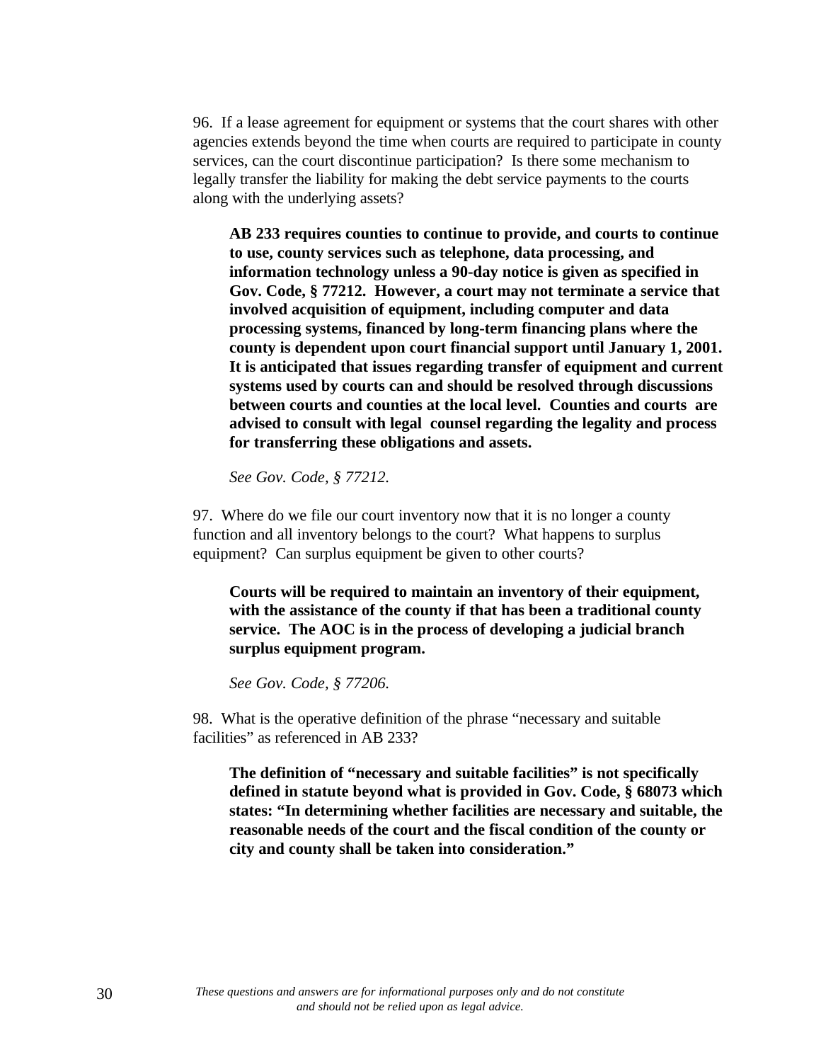96. If a lease agreement for equipment or systems that the court shares with other agencies extends beyond the time when courts are required to participate in county services, can the court discontinue participation? Is there some mechanism to legally transfer the liability for making the debt service payments to the courts along with the underlying assets?

**AB 233 requires counties to continue to provide, and courts to continue to use, county services such as telephone, data processing, and information technology unless a 90-day notice is given as specified in Gov. Code, § 77212. However, a court may not terminate a service that involved acquisition of equipment, including computer and data processing systems, financed by long-term financing plans where the county is dependent upon court financial support until January 1, 2001. It is anticipated that issues regarding transfer of equipment and current systems used by courts can and should be resolved through discussions between courts and counties at the local level. Counties and courts are advised to consult with legal counsel regarding the legality and process for transferring these obligations and assets.**

*See Gov. Code, § 77212.*

97. Where do we file our court inventory now that it is no longer a county function and all inventory belongs to the court? What happens to surplus equipment? Can surplus equipment be given to other courts?

**Courts will be required to maintain an inventory of their equipment, with the assistance of the county if that has been a traditional county service. The AOC is in the process of developing a judicial branch surplus equipment program.**

*See Gov. Code, § 77206.*

98. What is the operative definition of the phrase "necessary and suitable facilities" as referenced in AB 233?

**The definition of "necessary and suitable facilities" is not specifically defined in statute beyond what is provided in Gov. Code, § 68073 which states: "In determining whether facilities are necessary and suitable, the reasonable needs of the court and the fiscal condition of the county or city and county shall be taken into consideration."**

*These questions and answers are for informational purposes only and do not constitute and should not be relied upon as legal advice.*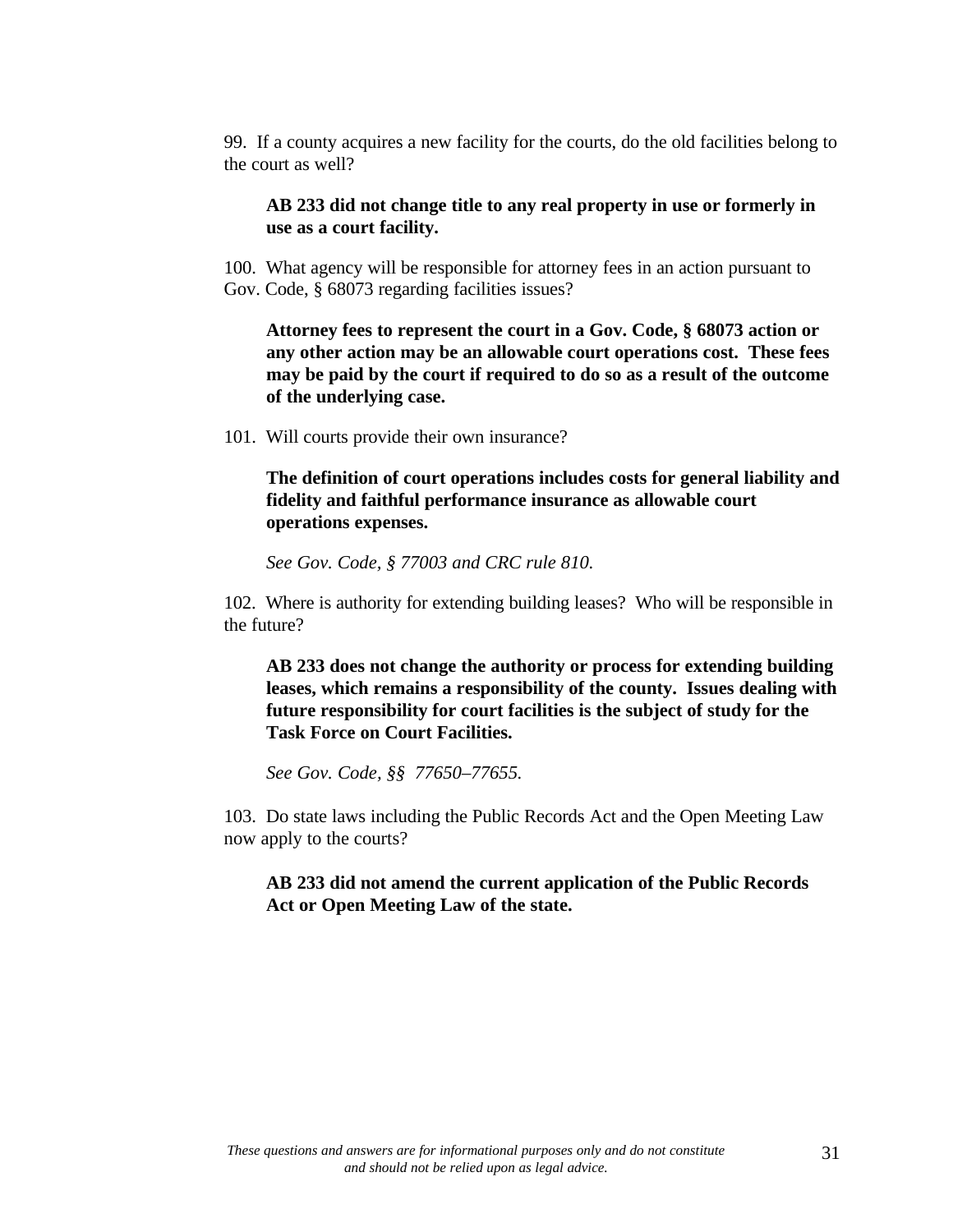99. If a county acquires a new facility for the courts, do the old facilities belong to the court as well?

> **AB 233 did not change title to any real property in use or formerly in use as a court facility.**

100. What agency will be responsible for attorney fees in an action pursuant to Gov. Code, § 68073 regarding facilities issues?

> **Attorney fees to represent the court in a Gov. Code, § 68073 action or any other action may be an allowable court operations cost. These fees may be paid by the court if required to do so as a result of the outcome of the underlying case.**

101. Will courts provide their own insurance?

> **The definition of court operations includes costs for general liability and fidelity and faithful performance insurance as allowable court operations expenses.**
>
> *See Gov. Code, § 77003 and CRC rule 810.*

102. Where is authority for extending building leases? Who will be responsible in the future?

> **AB 233 does not change the authority or process for extending building leases, which remains a responsibility of the county. Issues dealing with future responsibility for court facilities is the subject of study for the Task Force on Court Facilities.**
>
> *See Gov. Code, §§ 77650–77655.*

103. Do state laws including the Public Records Act and the Open Meeting Law now apply to the courts?

> **AB 233 did not amend the current application of the Public Records Act or Open Meeting Law of the state.**

*These questions and answers are for informational purposes only and do not constitute and should not be relied upon as legal advice.*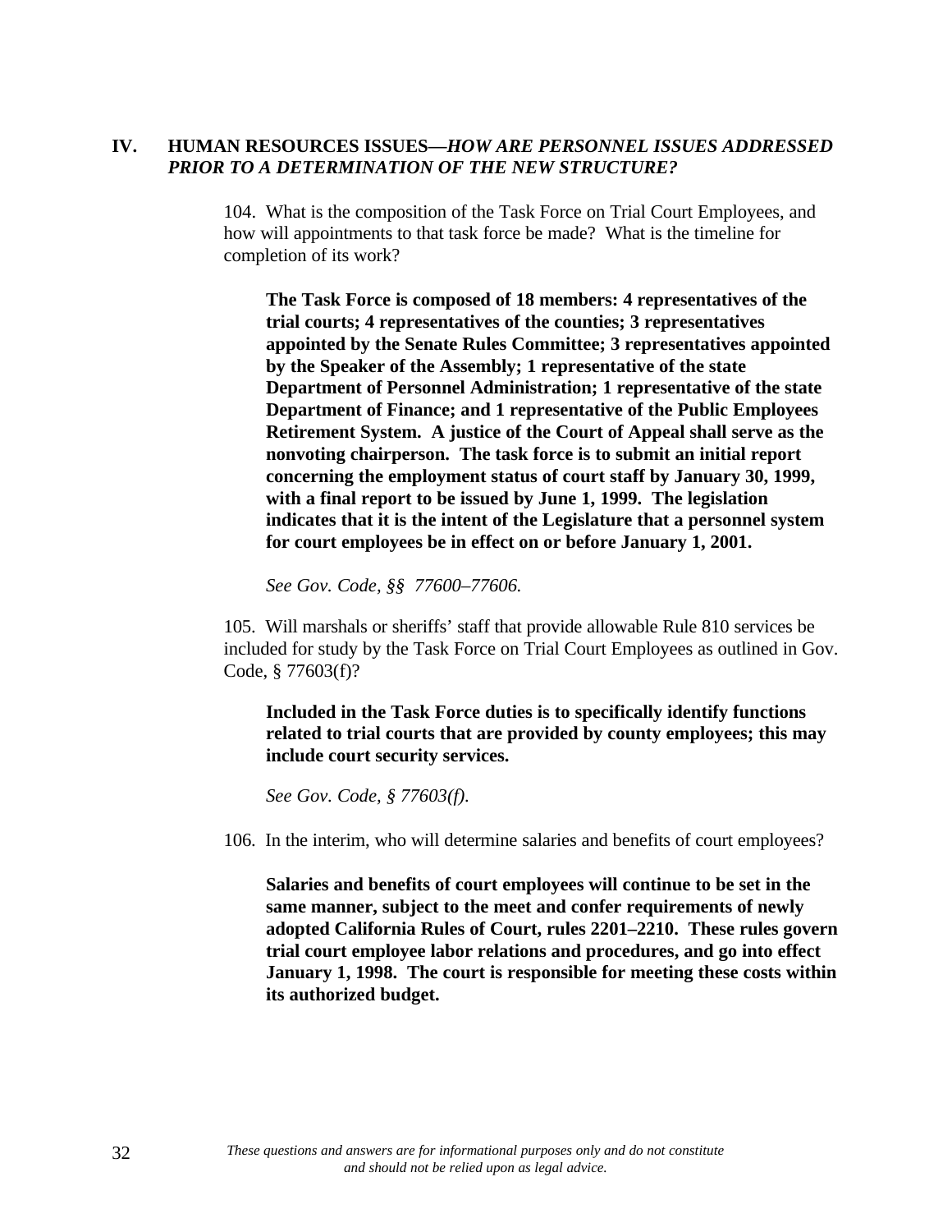## IV. HUMAN RESOURCES ISSUES—*HOW ARE PERSONNEL ISSUES ADDRESSED PRIOR TO A DETERMINATION OF THE NEW STRUCTURE?*

104. What is the composition of the Task Force on Trial Court Employees, and how will appointments to that task force be made? What is the timeline for completion of its work?

**The Task Force is composed of 18 members: 4 representatives of the trial courts; 4 representatives of the counties; 3 representatives appointed by the Senate Rules Committee; 3 representatives appointed by the Speaker of the Assembly; 1 representative of the state Department of Personnel Administration; 1 representative of the state Department of Finance; and 1 representative of the Public Employees Retirement System. A justice of the Court of Appeal shall serve as the nonvoting chairperson. The task force is to submit an initial report concerning the employment status of court staff by January 30, 1999, with a final report to be issued by June 1, 1999. The legislation indicates that it is the intent of the Legislature that a personnel system for court employees be in effect on or before January 1, 2001.**

*See Gov. Code, §§ 77600–77606.*

105. Will marshals or sheriffs' staff that provide allowable Rule 810 services be included for study by the Task Force on Trial Court Employees as outlined in Gov. Code, § 77603(f)?

**Included in the Task Force duties is to specifically identify functions related to trial courts that are provided by county employees; this may include court security services.**

*See Gov. Code, § 77603(f).*

106. In the interim, who will determine salaries and benefits of court employees?

**Salaries and benefits of court employees will continue to be set in the same manner, subject to the meet and confer requirements of newly adopted California Rules of Court, rules 2201–2210. These rules govern trial court employee labor relations and procedures, and go into effect January 1, 1998. The court is responsible for meeting these costs within its authorized budget.**

*These questions and answers are for informational purposes only and do not constitute and should not be relied upon as legal advice.*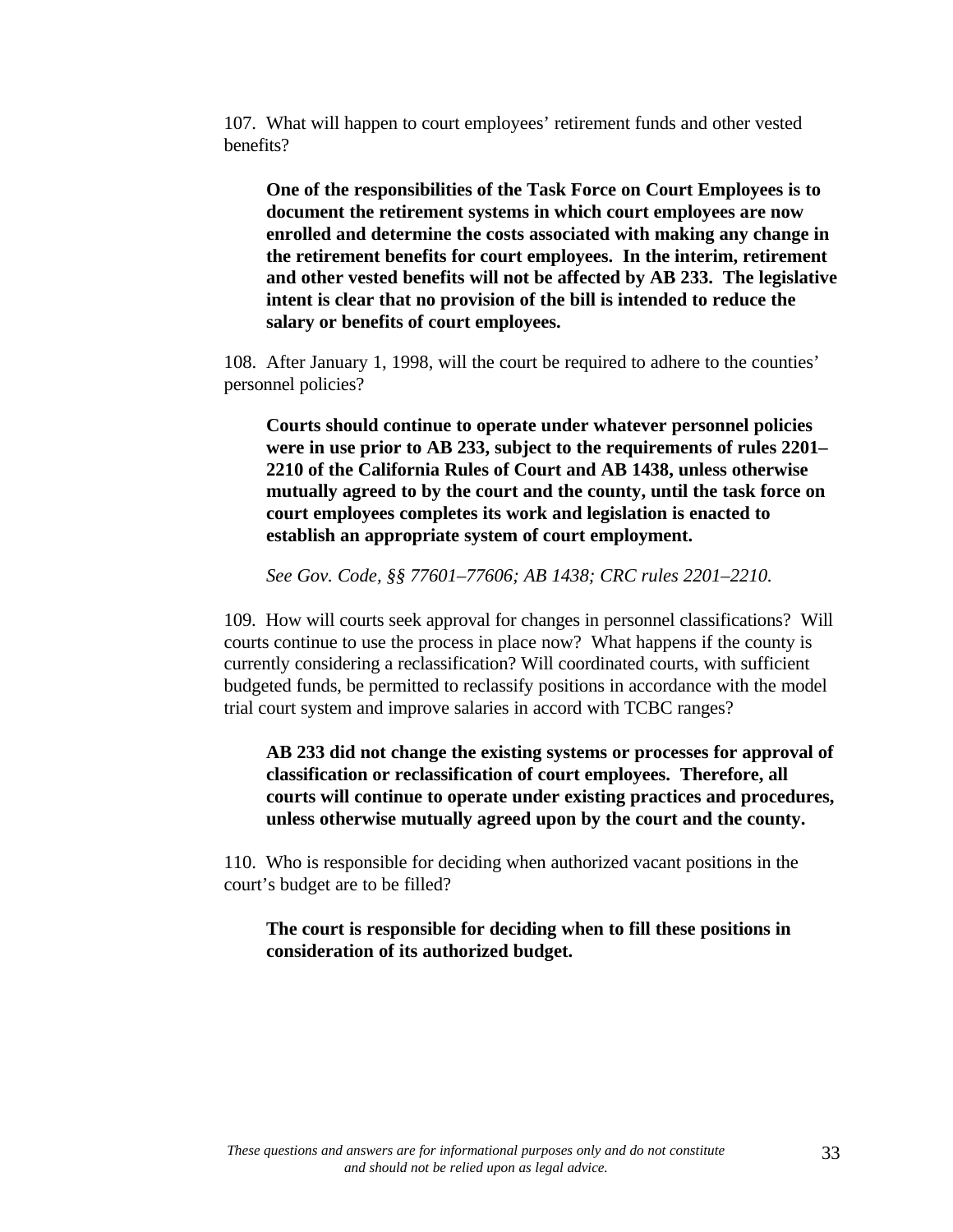107. What will happen to court employees' retirement funds and other vested benefits?

> **One of the responsibilities of the Task Force on Court Employees is to document the retirement systems in which court employees are now enrolled and determine the costs associated with making any change in the retirement benefits for court employees. In the interim, retirement and other vested benefits will not be affected by AB 233. The legislative intent is clear that no provision of the bill is intended to reduce the salary or benefits of court employees.**

108. After January 1, 1998, will the court be required to adhere to the counties' personnel policies?

> **Courts should continue to operate under whatever personnel policies were in use prior to AB 233, subject to the requirements of rules 2201–2210 of the California Rules of Court and AB 1438, unless otherwise mutually agreed to by the court and the county, until the task force on court employees completes its work and legislation is enacted to establish an appropriate system of court employment.**
>
> *See Gov. Code, §§ 77601–77606; AB 1438; CRC rules 2201–2210.*

109. How will courts seek approval for changes in personnel classifications? Will courts continue to use the process in place now? What happens if the county is currently considering a reclassification? Will coordinated courts, with sufficient budgeted funds, be permitted to reclassify positions in accordance with the model trial court system and improve salaries in accord with TCBC ranges?

> **AB 233 did not change the existing systems or processes for approval of classification or reclassification of court employees. Therefore, all courts will continue to operate under existing practices and procedures, unless otherwise mutually agreed upon by the court and the county.**

110. Who is responsible for deciding when authorized vacant positions in the court's budget are to be filled?

> **The court is responsible for deciding when to fill these positions in consideration of its authorized budget.**

*These questions and answers are for informational purposes only and do not constitute and should not be relied upon as legal advice.*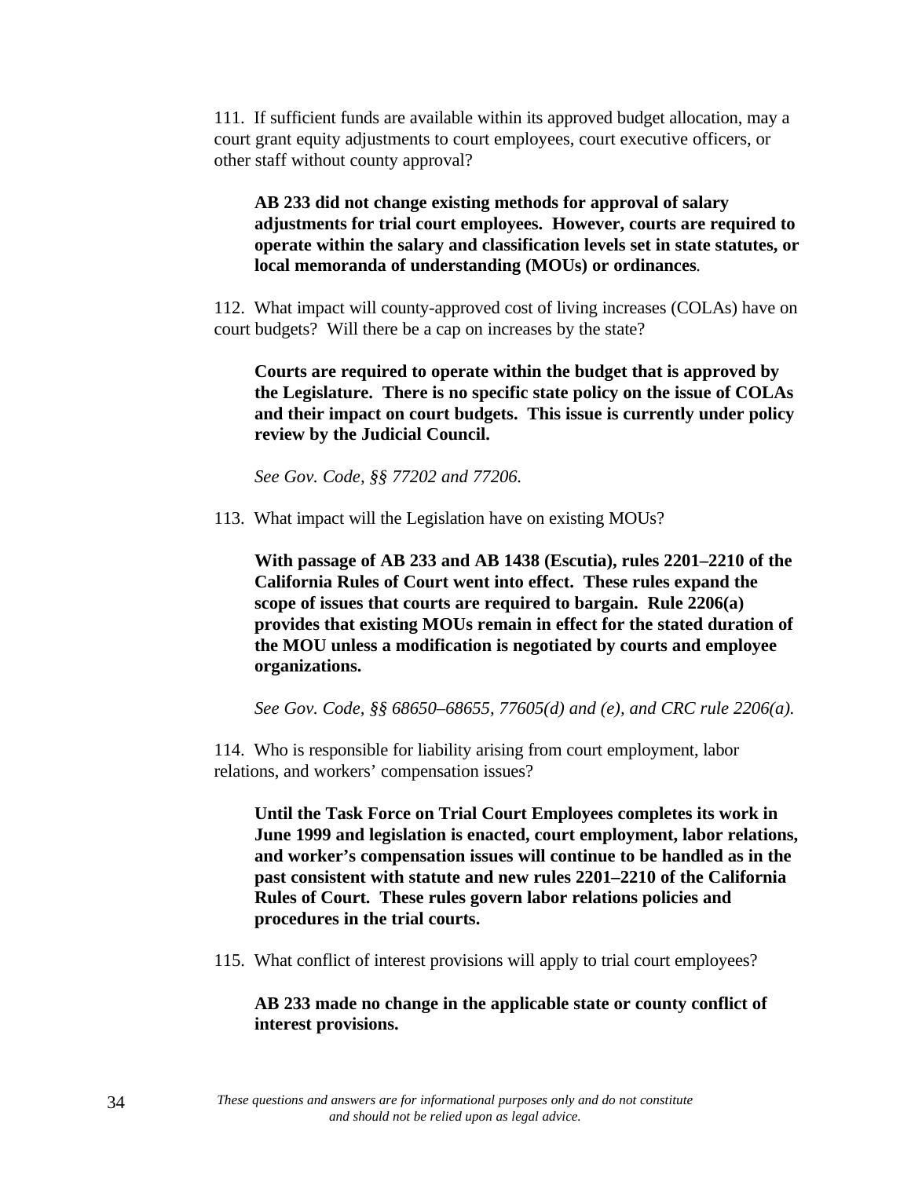111. If sufficient funds are available within its approved budget allocation, may a court grant equity adjustments to court employees, court executive officers, or other staff without county approval?

> **AB 233 did not change existing methods for approval of salary adjustments for trial court employees. However, courts are required to operate within the salary and classification levels set in state statutes, or local memoranda of understanding (MOUs) or ordinances.**

112. What impact will county-approved cost of living increases (COLAs) have on court budgets? Will there be a cap on increases by the state?

> **Courts are required to operate within the budget that is approved by the Legislature. There is no specific state policy on the issue of COLAs and their impact on court budgets. This issue is currently under policy review by the Judicial Council.**
>
> *See Gov. Code, §§ 77202 and 77206.*

113. What impact will the Legislation have on existing MOUs?

> **With passage of AB 233 and AB 1438 (Escutia), rules 2201–2210 of the California Rules of Court went into effect. These rules expand the scope of issues that courts are required to bargain. Rule 2206(a) provides that existing MOUs remain in effect for the stated duration of the MOU unless a modification is negotiated by courts and employee organizations.**
>
> *See Gov. Code, §§ 68650–68655, 77605(d) and (e), and CRC rule 2206(a).*

114. Who is responsible for liability arising from court employment, labor relations, and workers' compensation issues?

> **Until the Task Force on Trial Court Employees completes its work in June 1999 and legislation is enacted, court employment, labor relations, and worker's compensation issues will continue to be handled as in the past consistent with statute and new rules 2201–2210 of the California Rules of Court. These rules govern labor relations policies and procedures in the trial courts.**

115. What conflict of interest provisions will apply to trial court employees?

> **AB 233 made no change in the applicable state or county conflict of interest provisions.**

*These questions and answers are for informational purposes only and do not constitute and should not be relied upon as legal advice.*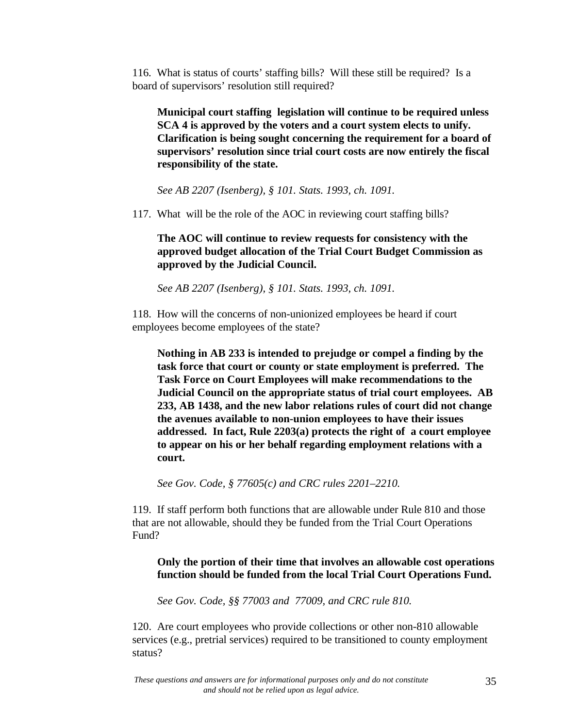116. What is status of courts' staffing bills? Will these still be required? Is a board of supervisors' resolution still required?

> **Municipal court staffing legislation will continue to be required unless SCA 4 is approved by the voters and a court system elects to unify. Clarification is being sought concerning the requirement for a board of supervisors' resolution since trial court costs are now entirely the fiscal responsibility of the state.**
>
> *See AB 2207 (Isenberg), § 101. Stats. 1993, ch. 1091.*

117. What will be the role of the AOC in reviewing court staffing bills?

> **The AOC will continue to review requests for consistency with the approved budget allocation of the Trial Court Budget Commission as approved by the Judicial Council.**
>
> *See AB 2207 (Isenberg), § 101. Stats. 1993, ch. 1091.*

118. How will the concerns of non-unionized employees be heard if court employees become employees of the state?

> **Nothing in AB 233 is intended to prejudge or compel a finding by the task force that court or county or state employment is preferred. The Task Force on Court Employees will make recommendations to the Judicial Council on the appropriate status of trial court employees. AB 233, AB 1438, and the new labor relations rules of court did not change the avenues available to non-union employees to have their issues addressed. In fact, Rule 2203(a) protects the right of a court employee to appear on his or her behalf regarding employment relations with a court.**
>
> *See Gov. Code, § 77605(c) and CRC rules 2201–2210.*

119. If staff perform both functions that are allowable under Rule 810 and those that are not allowable, should they be funded from the Trial Court Operations Fund?

> **Only the portion of their time that involves an allowable cost operations function should be funded from the local Trial Court Operations Fund.**
>
> *See Gov. Code, §§ 77003 and 77009, and CRC rule 810.*

120. Are court employees who provide collections or other non-810 allowable services (e.g., pretrial services) required to be transitioned to county employment status?

*These questions and answers are for informational purposes only and do not constitute and should not be relied upon as legal advice.*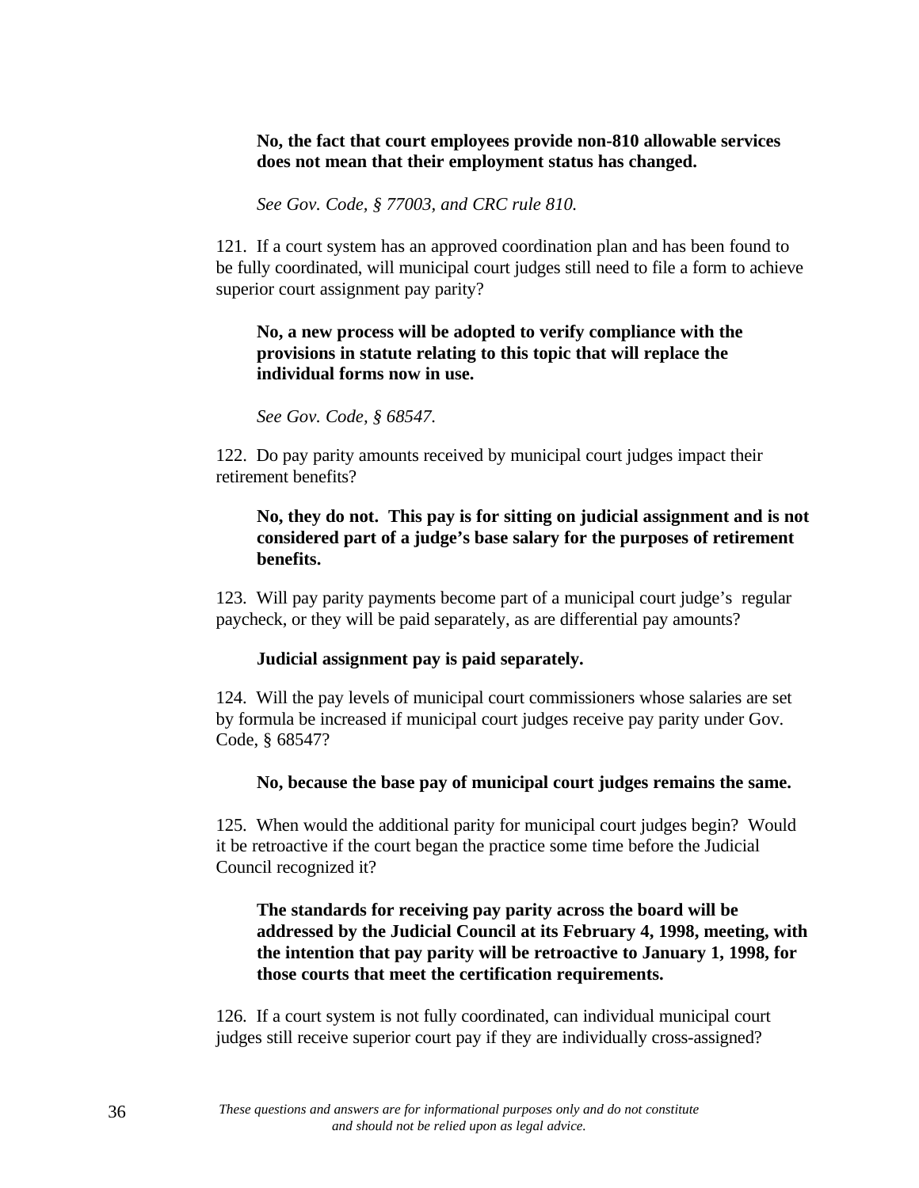**No, the fact that court employees provide non-810 allowable services does not mean that their employment status has changed.**

*See Gov. Code, § 77003, and CRC rule 810.*

121. If a court system has an approved coordination plan and has been found to be fully coordinated, will municipal court judges still need to file a form to achieve superior court assignment pay parity?

**No, a new process will be adopted to verify compliance with the provisions in statute relating to this topic that will replace the individual forms now in use.**

*See Gov. Code, § 68547.*

122. Do pay parity amounts received by municipal court judges impact their retirement benefits?

**No, they do not. This pay is for sitting on judicial assignment and is not considered part of a judge's base salary for the purposes of retirement benefits.**

123. Will pay parity payments become part of a municipal court judge's regular paycheck, or they will be paid separately, as are differential pay amounts?

**Judicial assignment pay is paid separately.**

124. Will the pay levels of municipal court commissioners whose salaries are set by formula be increased if municipal court judges receive pay parity under Gov. Code, § 68547?

**No, because the base pay of municipal court judges remains the same.**

125. When would the additional parity for municipal court judges begin? Would it be retroactive if the court began the practice some time before the Judicial Council recognized it?

**The standards for receiving pay parity across the board will be addressed by the Judicial Council at its February 4, 1998, meeting, with the intention that pay parity will be retroactive to January 1, 1998, for those courts that meet the certification requirements.**

126. If a court system is not fully coordinated, can individual municipal court judges still receive superior court pay if they are individually cross-assigned?

*These questions and answers are for informational purposes only and do not constitute and should not be relied upon as legal advice.*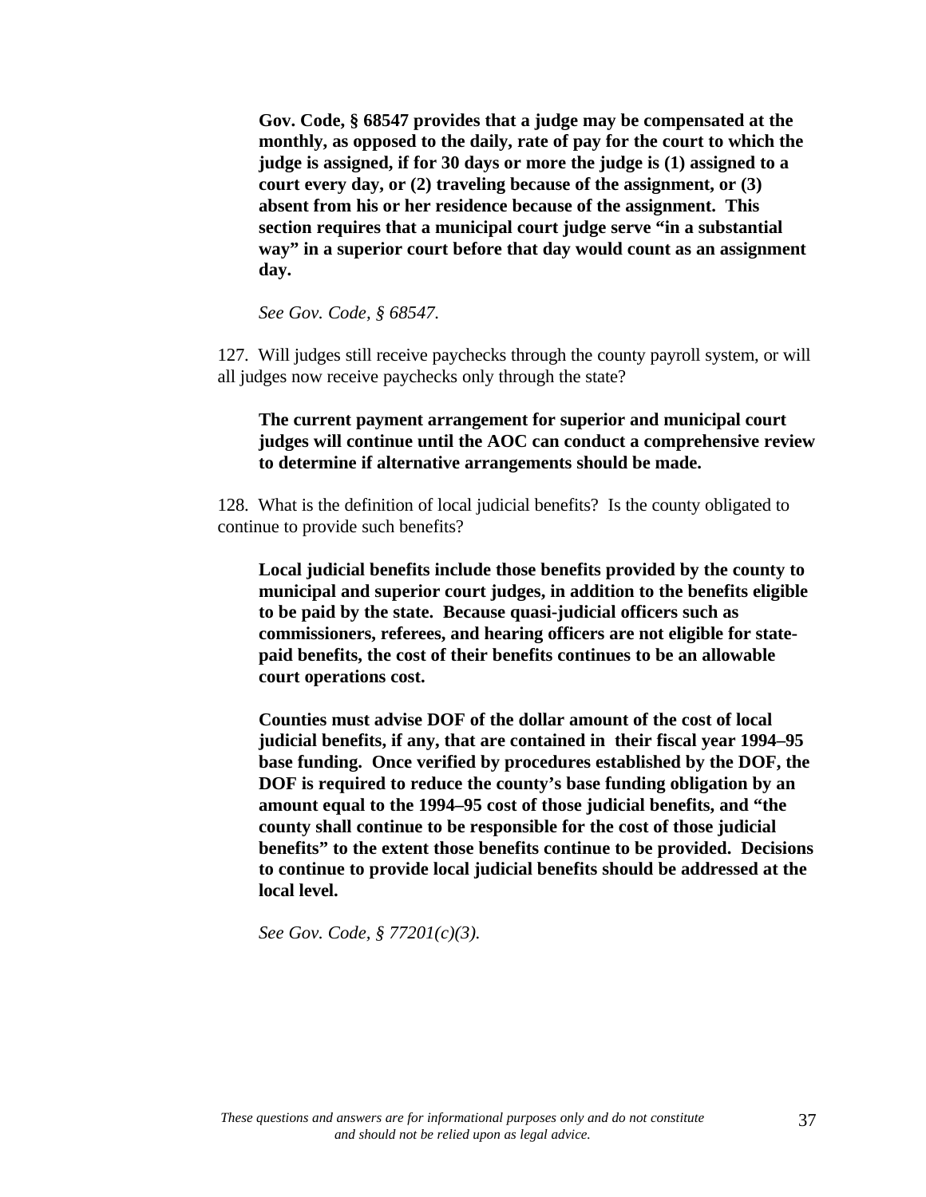**Gov. Code, § 68547 provides that a judge may be compensated at the monthly, as opposed to the daily, rate of pay for the court to which the judge is assigned, if for 30 days or more the judge is (1) assigned to a court every day, or (2) traveling because of the assignment, or (3) absent from his or her residence because of the assignment. This section requires that a municipal court judge serve "in a substantial way" in a superior court before that day would count as an assignment day.**

*See Gov. Code, § 68547.*

127. Will judges still receive paychecks through the county payroll system, or will all judges now receive paychecks only through the state?

**The current payment arrangement for superior and municipal court judges will continue until the AOC can conduct a comprehensive review to determine if alternative arrangements should be made.**

128. What is the definition of local judicial benefits? Is the county obligated to continue to provide such benefits?

**Local judicial benefits include those benefits provided by the county to municipal and superior court judges, in addition to the benefits eligible to be paid by the state. Because quasi-judicial officers such as commissioners, referees, and hearing officers are not eligible for state-paid benefits, the cost of their benefits continues to be an allowable court operations cost.**

**Counties must advise DOF of the dollar amount of the cost of local judicial benefits, if any, that are contained in their fiscal year 1994–95 base funding. Once verified by procedures established by the DOF, the DOF is required to reduce the county's base funding obligation by an amount equal to the 1994–95 cost of those judicial benefits, and "the county shall continue to be responsible for the cost of those judicial benefits" to the extent those benefits continue to be provided. Decisions to continue to provide local judicial benefits should be addressed at the local level.**

*See Gov. Code, § 77201(c)(3).*

*These questions and answers are for informational purposes only and do not constitute and should not be relied upon as legal advice.*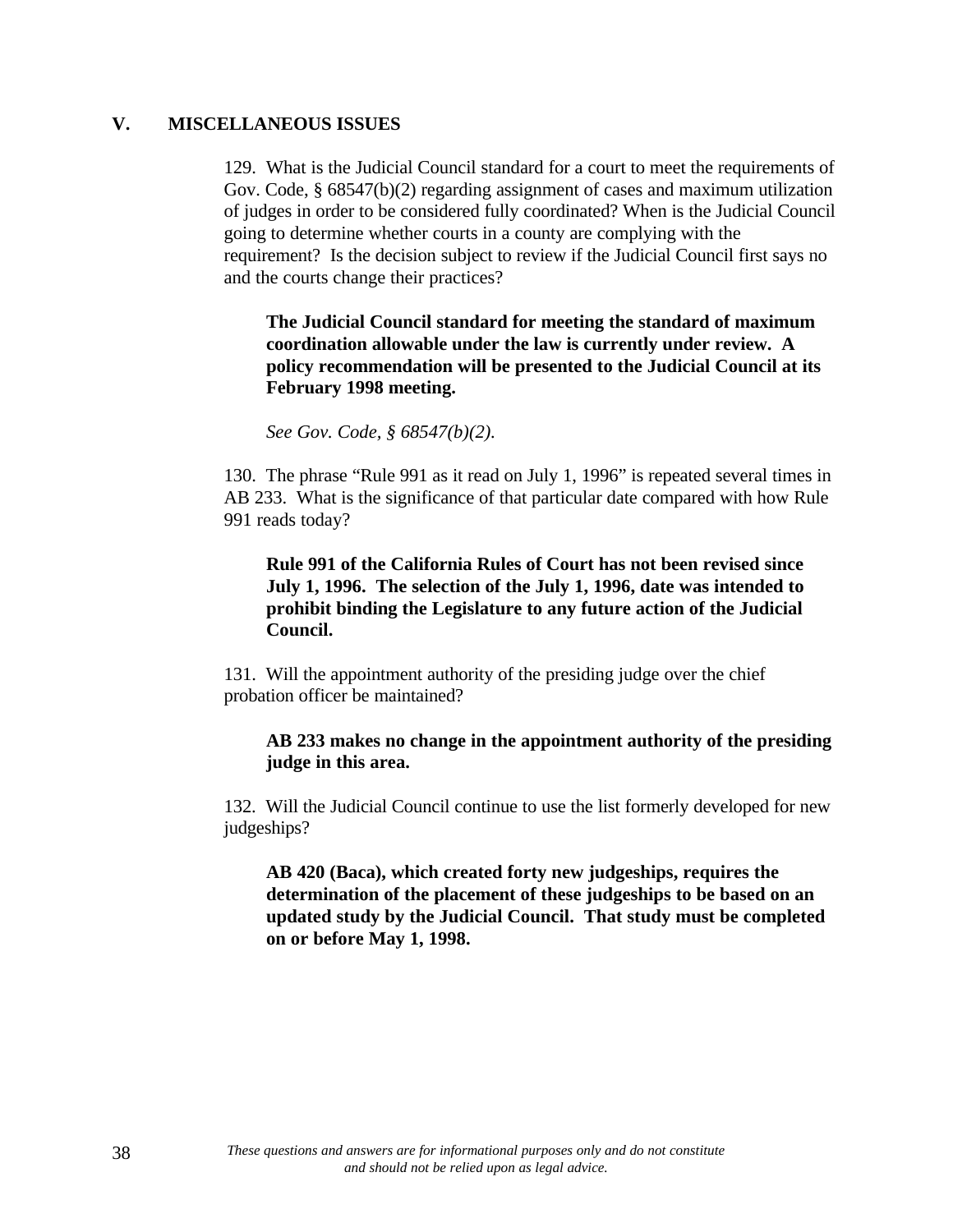## V. MISCELLANEOUS ISSUES

129. What is the Judicial Council standard for a court to meet the requirements of Gov. Code, § 68547(b)(2) regarding assignment of cases and maximum utilization of judges in order to be considered fully coordinated? When is the Judicial Council going to determine whether courts in a county are complying with the requirement? Is the decision subject to review if the Judicial Council first says no and the courts change their practices?

**The Judicial Council standard for meeting the standard of maximum coordination allowable under the law is currently under review. A policy recommendation will be presented to the Judicial Council at its February 1998 meeting.**

*See Gov. Code, § 68547(b)(2).*

130. The phrase "Rule 991 as it read on July 1, 1996" is repeated several times in AB 233. What is the significance of that particular date compared with how Rule 991 reads today?

**Rule 991 of the California Rules of Court has not been revised since July 1, 1996. The selection of the July 1, 1996, date was intended to prohibit binding the Legislature to any future action of the Judicial Council.**

131. Will the appointment authority of the presiding judge over the chief probation officer be maintained?

**AB 233 makes no change in the appointment authority of the presiding judge in this area.**

132. Will the Judicial Council continue to use the list formerly developed for new judgeships?

**AB 420 (Baca), which created forty new judgeships, requires the determination of the placement of these judgeships to be based on an updated study by the Judicial Council. That study must be completed on or before May 1, 1998.**

*These questions and answers are for informational purposes only and do not constitute and should not be relied upon as legal advice.*